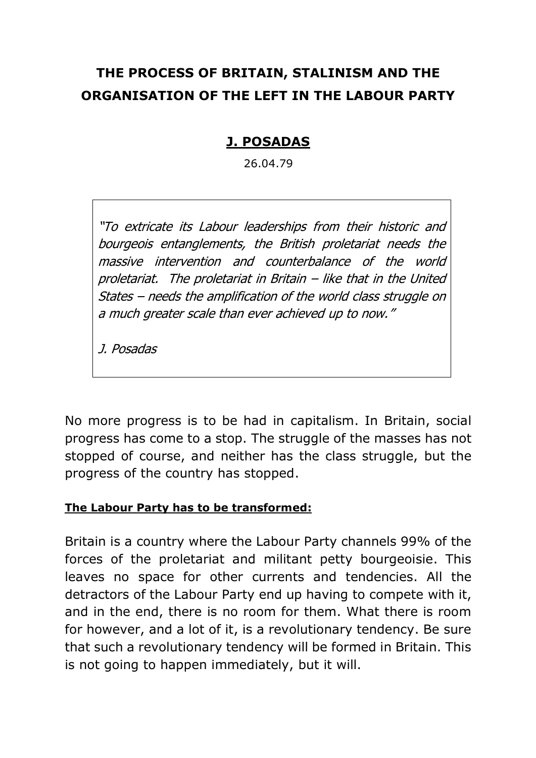# THE PROCESS OF BRITAIN, STALINISM AND THE ORGANISATION OF THE LEFT IN THE LABOUR PARTY

## J. POSADAS

26.04.79

> *"To extricate its Labour leaderships from their historic and bourgeois entanglements, the British proletariat needs the massive intervention and counterbalance of the world proletariat. The proletariat in Britain – like that in the United States – needs the amplification of the world class struggle on a much greater scale than ever achieved up to now."*
>
> *J. Posadas*

No more progress is to be had in capitalism. In Britain, social progress has come to a stop. The struggle of the masses has not stopped of course, and neither has the class struggle, but the progress of the country has stopped.

**The Labour Party has to be transformed:**

Britain is a country where the Labour Party channels 99% of the forces of the proletariat and militant petty bourgeoisie. This leaves no space for other currents and tendencies. All the detractors of the Labour Party end up having to compete with it, and in the end, there is no room for them. What there is room for however, and a lot of it, is a revolutionary tendency. Be sure that such a revolutionary tendency will be formed in Britain. This is not going to happen immediately, but it will.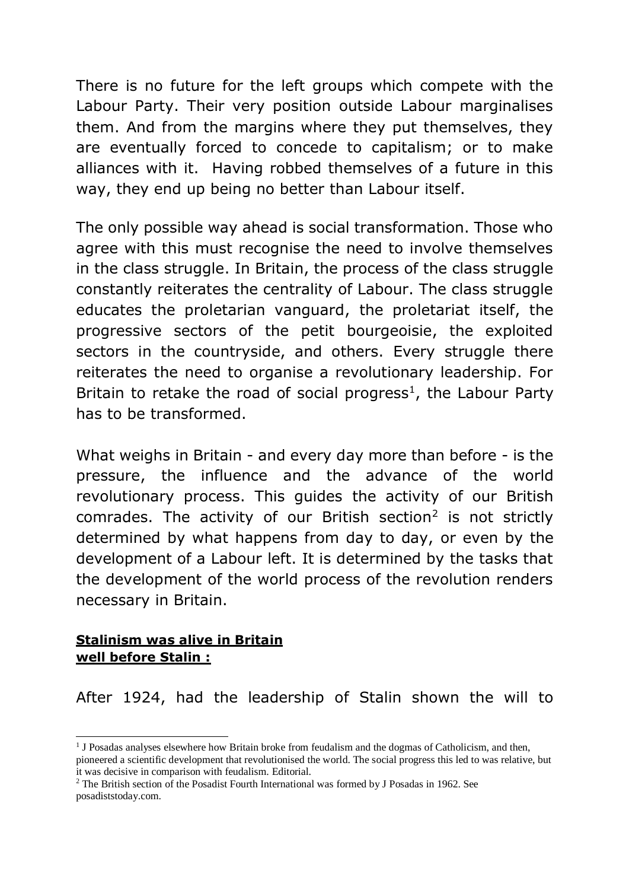There is no future for the left groups which compete with the Labour Party. Their very position outside Labour marginalises them. And from the margins where they put themselves, they are eventually forced to concede to capitalism; or to make alliances with it. Having robbed themselves of a future in this way, they end up being no better than Labour itself.

The only possible way ahead is social transformation. Those who agree with this must recognise the need to involve themselves in the class struggle. In Britain, the process of the class struggle constantly reiterates the centrality of Labour. The class struggle educates the proletarian vanguard, the proletariat itself, the progressive sectors of the petit bourgeoisie, the exploited sectors in the countryside, and others. Every struggle there reiterates the need to organise a revolutionary leadership. For Britain to retake the road of social progress[1], the Labour Party has to be transformed.

What weighs in Britain - and every day more than before - is the pressure, the influence and the advance of the world revolutionary process. This guides the activity of our British comrades. The activity of our British section[2] is not strictly determined by what happens from day to day, or even by the development of a Labour left. It is determined by the tasks that the development of the world process of the revolution renders necessary in Britain.

**Stalinism was alive in Britain well before Stalin :**

After 1924, had the leadership of Stalin shown the will to

---

[1] J Posadas analyses elsewhere how Britain broke from feudalism and the dogmas of Catholicism, and then, pioneered a scientific development that revolutionised the world. The social progress this led to was relative, but it was decisive in comparison with feudalism. Editorial.

[2] The British section of the Posadist Fourth International was formed by J Posadas in 1962. See posadiststoday.com.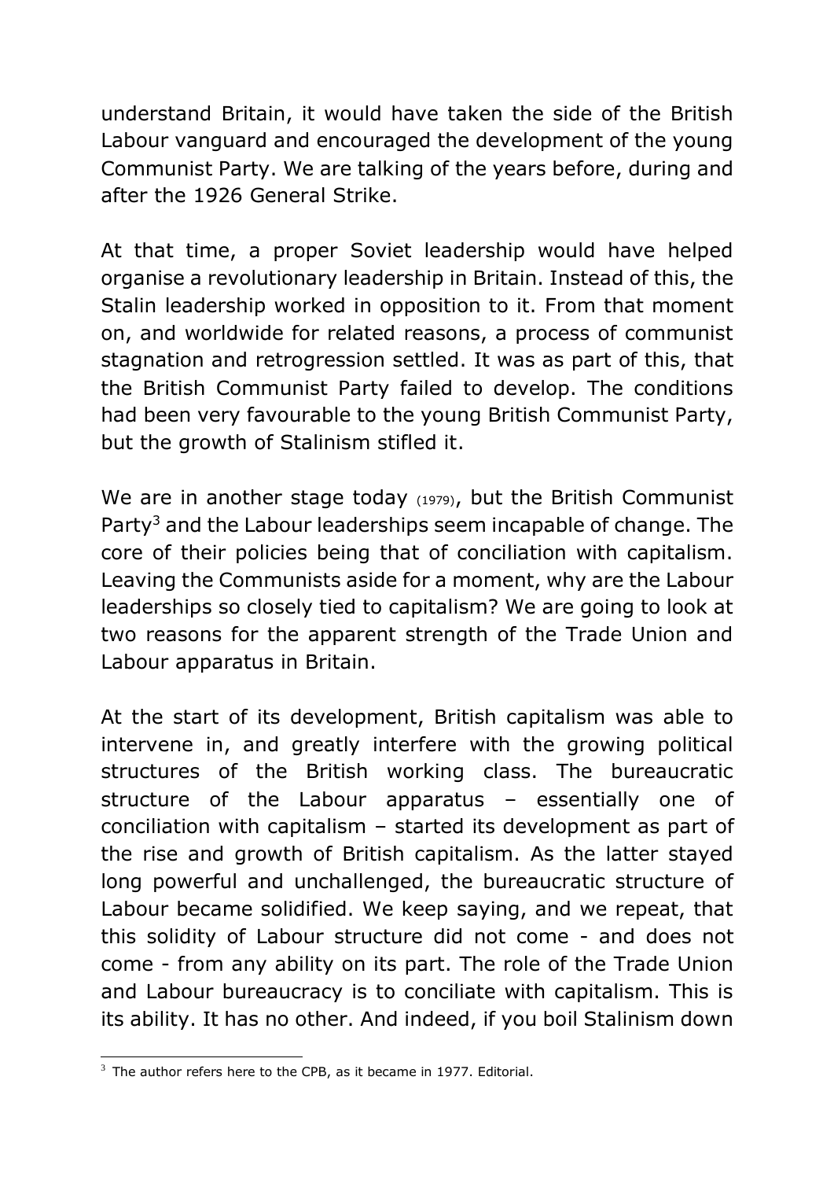understand Britain, it would have taken the side of the British Labour vanguard and encouraged the development of the young Communist Party. We are talking of the years before, during and after the 1926 General Strike.

At that time, a proper Soviet leadership would have helped organise a revolutionary leadership in Britain. Instead of this, the Stalin leadership worked in opposition to it. From that moment on, and worldwide for related reasons, a process of communist stagnation and retrogression settled. It was as part of this, that the British Communist Party failed to develop. The conditions had been very favourable to the young British Communist Party, but the growth of Stalinism stifled it.

We are in another stage today (1979), but the British Communist Party[3] and the Labour leaderships seem incapable of change. The core of their policies being that of conciliation with capitalism. Leaving the Communists aside for a moment, why are the Labour leaderships so closely tied to capitalism? We are going to look at two reasons for the apparent strength of the Trade Union and Labour apparatus in Britain.

At the start of its development, British capitalism was able to intervene in, and greatly interfere with the growing political structures of the British working class. The bureaucratic structure of the Labour apparatus – essentially one of conciliation with capitalism – started its development as part of the rise and growth of British capitalism. As the latter stayed long powerful and unchallenged, the bureaucratic structure of Labour became solidified. We keep saying, and we repeat, that this solidity of Labour structure did not come - and does not come - from any ability on its part. The role of the Trade Union and Labour bureaucracy is to conciliate with capitalism. This is its ability. It has no other. And indeed, if you boil Stalinism down

[3] The author refers here to the CPB, as it became in 1977. Editorial.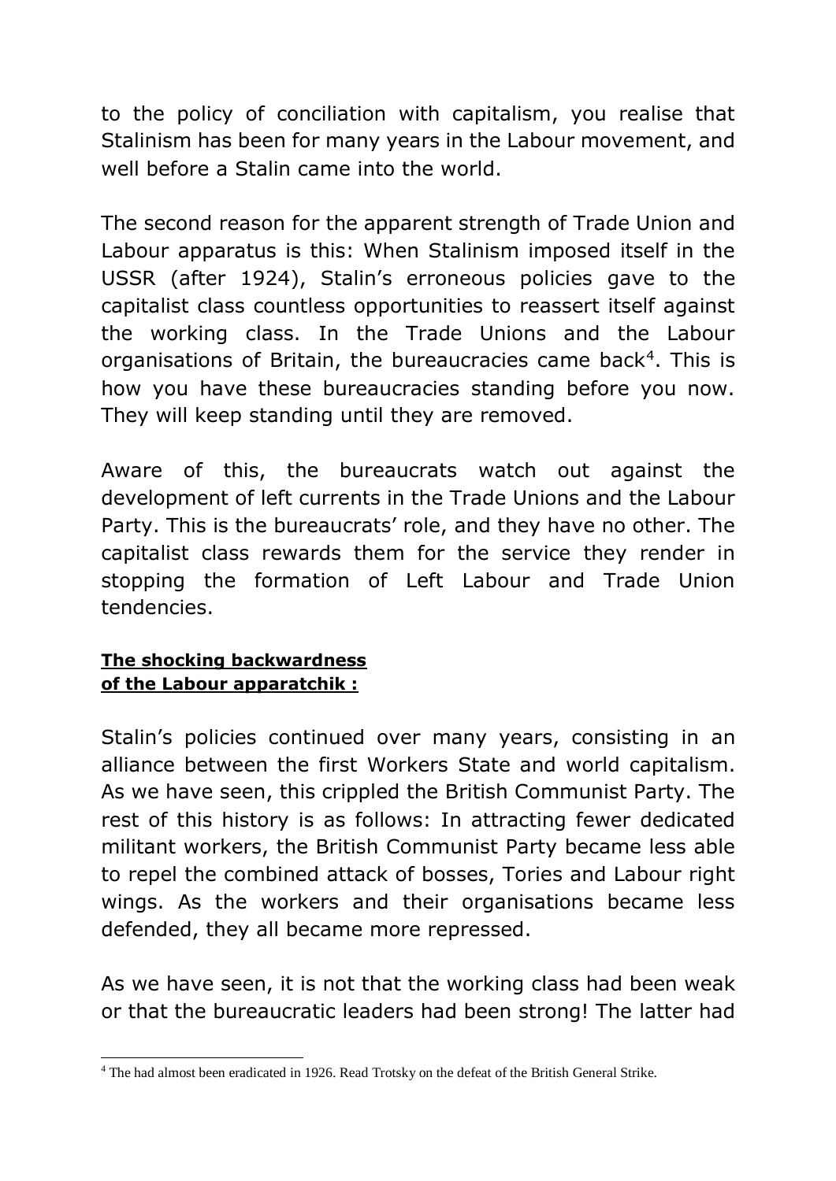to the policy of conciliation with capitalism, you realise that Stalinism has been for many years in the Labour movement, and well before a Stalin came into the world.

The second reason for the apparent strength of Trade Union and Labour apparatus is this: When Stalinism imposed itself in the USSR (after 1924), Stalin's erroneous policies gave to the capitalist class countless opportunities to reassert itself against the working class. In the Trade Unions and the Labour organisations of Britain, the bureaucracies came back[4]. This is how you have these bureaucracies standing before you now. They will keep standing until they are removed.

Aware of this, the bureaucrats watch out against the development of left currents in the Trade Unions and the Labour Party. This is the bureaucrats' role, and they have no other. The capitalist class rewards them for the service they render in stopping the formation of Left Labour and Trade Union tendencies.

**The shocking backwardness of the Labour apparatchik :**

Stalin's policies continued over many years, consisting in an alliance between the first Workers State and world capitalism. As we have seen, this crippled the British Communist Party. The rest of this history is as follows: In attracting fewer dedicated militant workers, the British Communist Party became less able to repel the combined attack of bosses, Tories and Labour right wings. As the workers and their organisations became less defended, they all became more repressed.

As we have seen, it is not that the working class had been weak or that the bureaucratic leaders had been strong! The latter had

[4] The had almost been eradicated in 1926. Read Trotsky on the defeat of the British General Strike.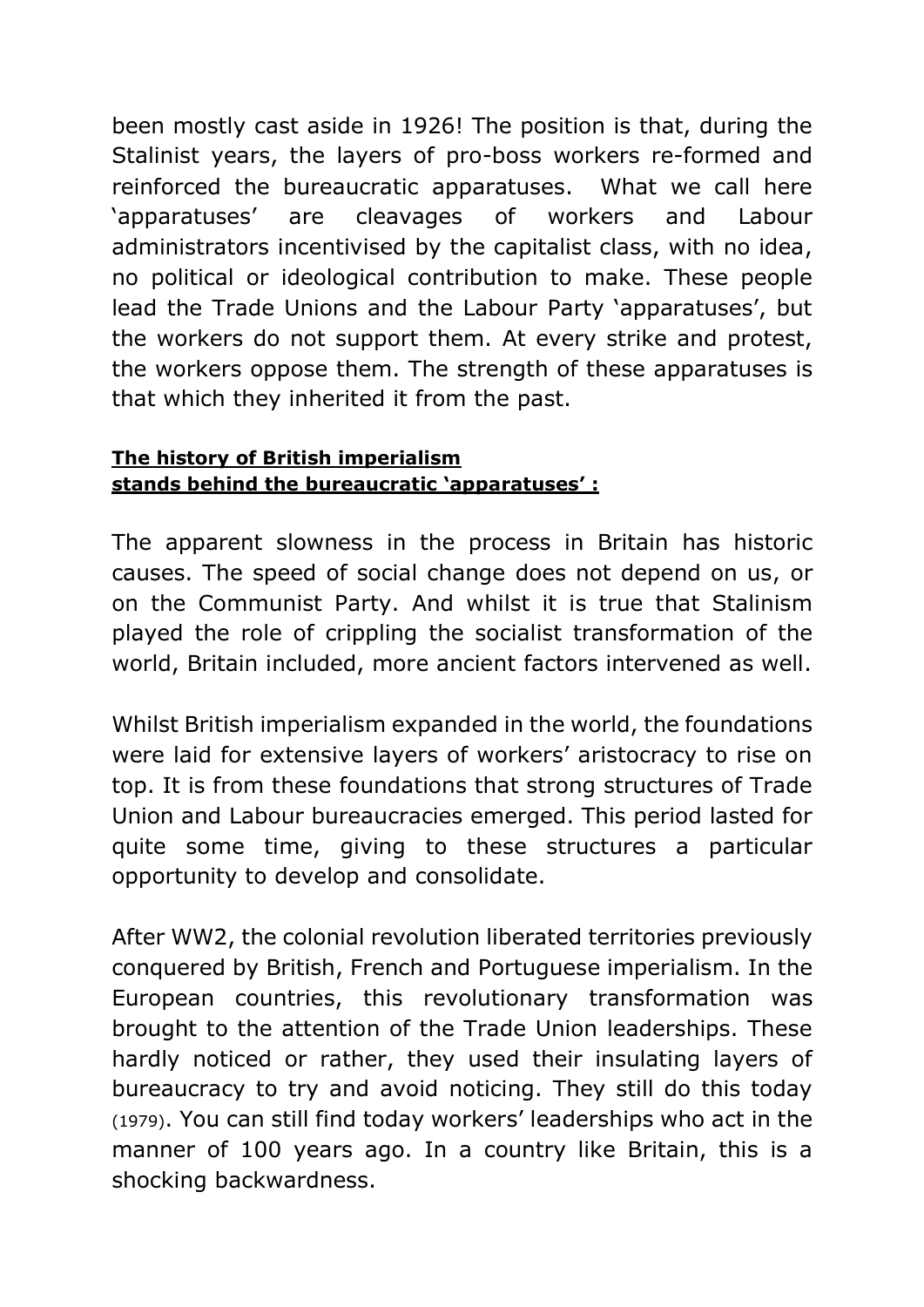been mostly cast aside in 1926! The position is that, during the Stalinist years, the layers of pro-boss workers re-formed and reinforced the bureaucratic apparatuses. What we call here 'apparatuses' are cleavages of workers and Labour administrators incentivised by the capitalist class, with no idea, no political or ideological contribution to make. These people lead the Trade Unions and the Labour Party 'apparatuses', but the workers do not support them. At every strike and protest, the workers oppose them. The strength of these apparatuses is that which they inherited it from the past.

**The history of British imperialism stands behind the bureaucratic 'apparatuses' :**

The apparent slowness in the process in Britain has historic causes. The speed of social change does not depend on us, or on the Communist Party. And whilst it is true that Stalinism played the role of crippling the socialist transformation of the world, Britain included, more ancient factors intervened as well.

Whilst British imperialism expanded in the world, the foundations were laid for extensive layers of workers' aristocracy to rise on top. It is from these foundations that strong structures of Trade Union and Labour bureaucracies emerged. This period lasted for quite some time, giving to these structures a particular opportunity to develop and consolidate.

After WW2, the colonial revolution liberated territories previously conquered by British, French and Portuguese imperialism. In the European countries, this revolutionary transformation was brought to the attention of the Trade Union leaderships. These hardly noticed or rather, they used their insulating layers of bureaucracy to try and avoid noticing. They still do this today (1979). You can still find today workers' leaderships who act in the manner of 100 years ago. In a country like Britain, this is a shocking backwardness.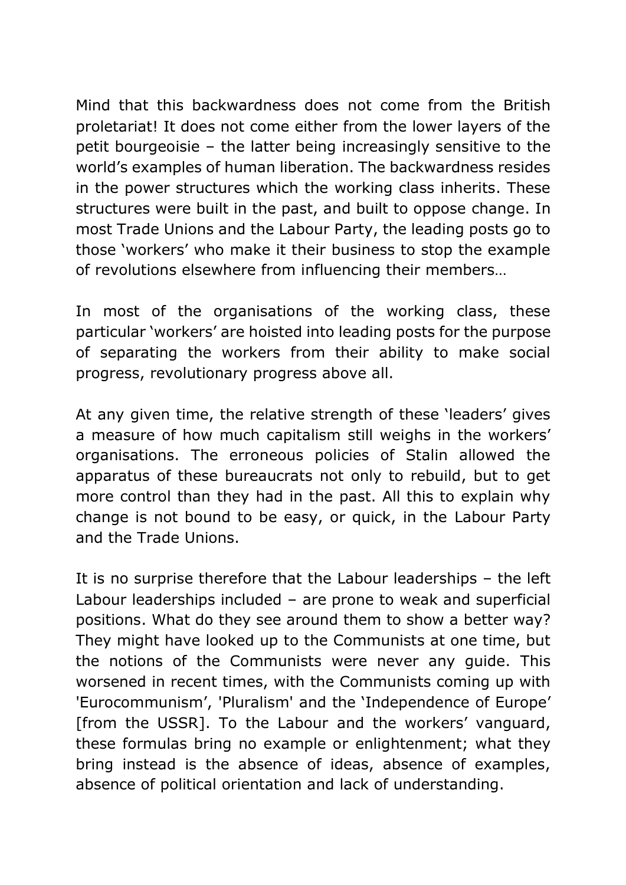Mind that this backwardness does not come from the British proletariat! It does not come either from the lower layers of the petit bourgeoisie – the latter being increasingly sensitive to the world's examples of human liberation. The backwardness resides in the power structures which the working class inherits. These structures were built in the past, and built to oppose change. In most Trade Unions and the Labour Party, the leading posts go to those 'workers' who make it their business to stop the example of revolutions elsewhere from influencing their members…

In most of the organisations of the working class, these particular 'workers' are hoisted into leading posts for the purpose of separating the workers from their ability to make social progress, revolutionary progress above all.

At any given time, the relative strength of these 'leaders' gives a measure of how much capitalism still weighs in the workers' organisations. The erroneous policies of Stalin allowed the apparatus of these bureaucrats not only to rebuild, but to get more control than they had in the past. All this to explain why change is not bound to be easy, or quick, in the Labour Party and the Trade Unions.

It is no surprise therefore that the Labour leaderships – the left Labour leaderships included – are prone to weak and superficial positions. What do they see around them to show a better way? They might have looked up to the Communists at one time, but the notions of the Communists were never any guide. This worsened in recent times, with the Communists coming up with 'Eurocommunism', 'Pluralism' and the 'Independence of Europe' [from the USSR]. To the Labour and the workers' vanguard, these formulas bring no example or enlightenment; what they bring instead is the absence of ideas, absence of examples, absence of political orientation and lack of understanding.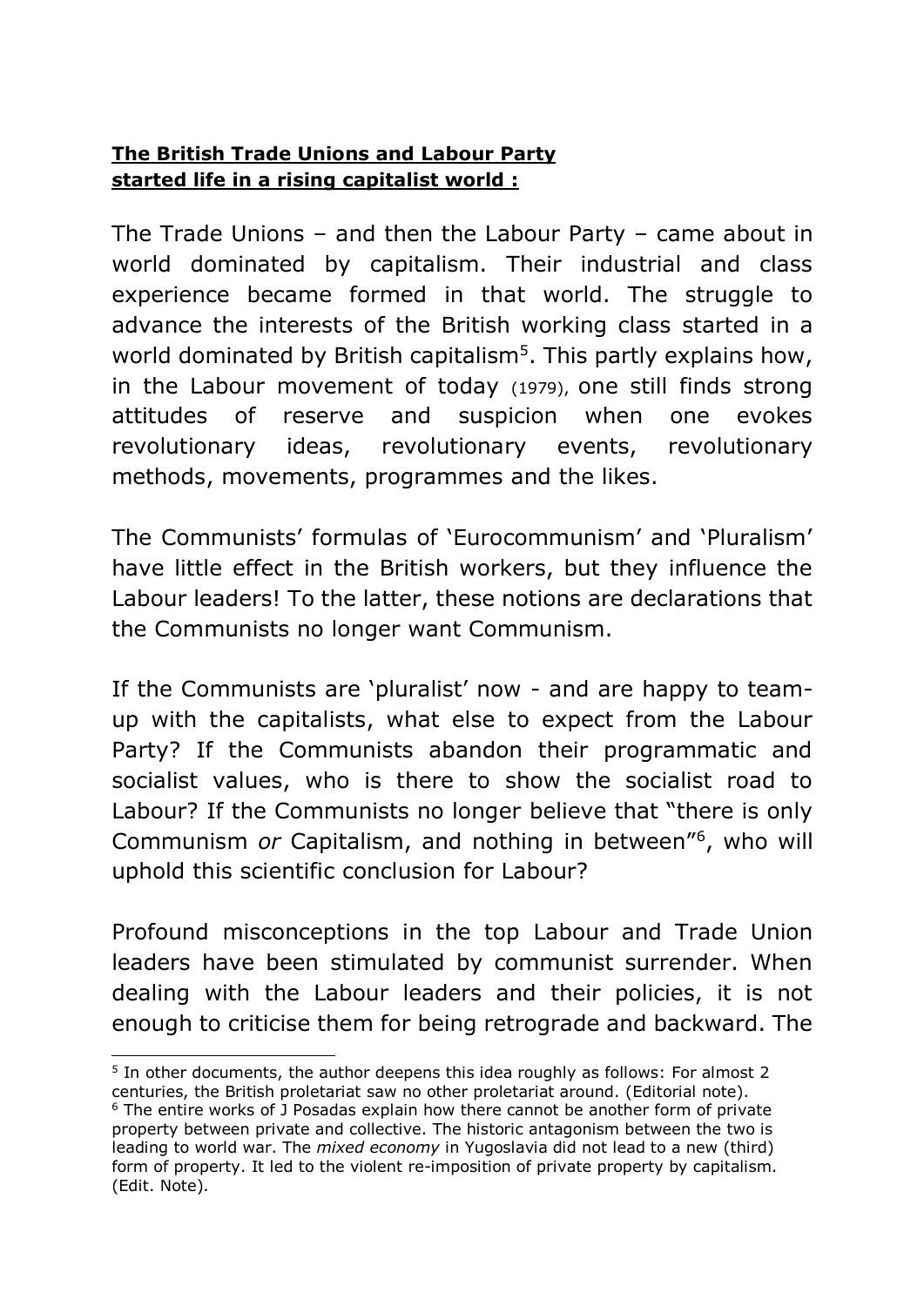**The British Trade Unions and Labour Party started life in a rising capitalist world :**

The Trade Unions – and then the Labour Party – came about in world dominated by capitalism. Their industrial and class experience became formed in that world. The struggle to advance the interests of the British working class started in a world dominated by British capitalism[5]. This partly explains how, in the Labour movement of today (1979), one still finds strong attitudes of reserve and suspicion when one evokes revolutionary ideas, revolutionary events, revolutionary methods, movements, programmes and the likes.

The Communists' formulas of 'Eurocommunism' and 'Pluralism' have little effect in the British workers, but they influence the Labour leaders! To the latter, these notions are declarations that the Communists no longer want Communism.

If the Communists are 'pluralist' now - and are happy to team-up with the capitalists, what else to expect from the Labour Party? If the Communists abandon their programmatic and socialist values, who is there to show the socialist road to Labour? If the Communists no longer believe that "there is only Communism *or* Capitalism, and nothing in between"[6], who will uphold this scientific conclusion for Labour?

Profound misconceptions in the top Labour and Trade Union leaders have been stimulated by communist surrender. When dealing with the Labour leaders and their policies, it is not enough to criticise them for being retrograde and backward. The

---

[5] In other documents, the author deepens this idea roughly as follows: For almost 2 centuries, the British proletariat saw no other proletariat around. (Editorial note).

[6] The entire works of J Posadas explain how there cannot be another form of private property between private and collective. The historic antagonism between the two is leading to world war. The *mixed economy* in Yugoslavia did not lead to a new (third) form of property. It led to the violent re-imposition of private property by capitalism. (Edit. Note).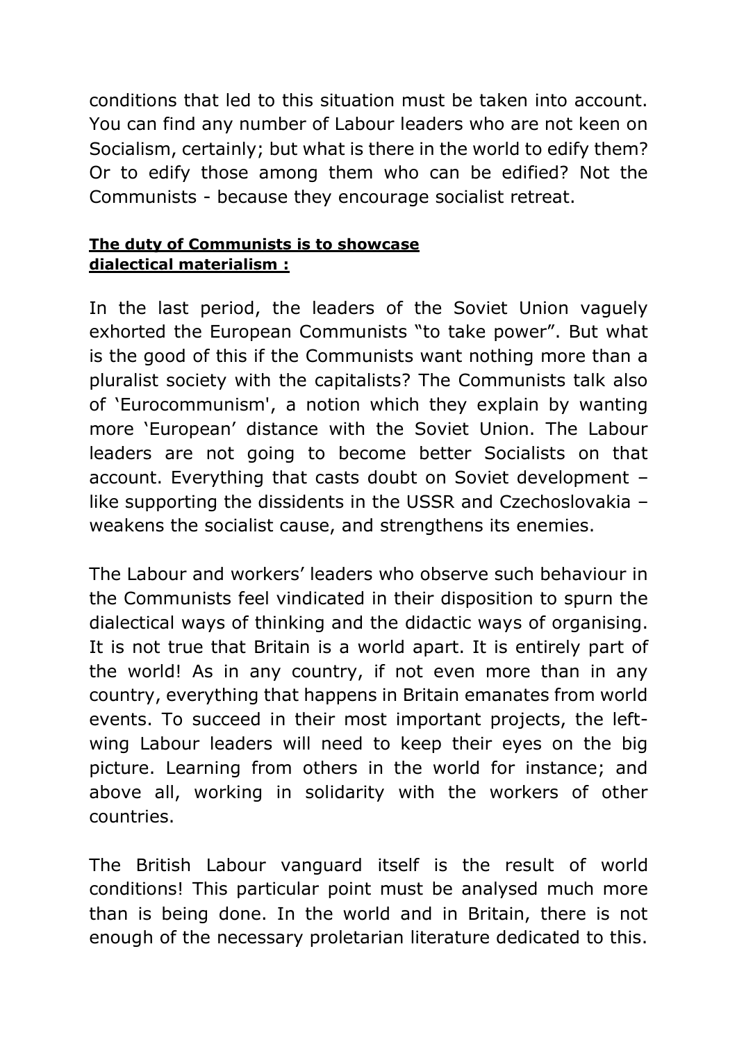conditions that led to this situation must be taken into account. You can find any number of Labour leaders who are not keen on Socialism, certainly; but what is there in the world to edify them? Or to edify those among them who can be edified? Not the Communists - because they encourage socialist retreat.

**The duty of Communists is to showcase dialectical materialism :**

In the last period, the leaders of the Soviet Union vaguely exhorted the European Communists "to take power". But what is the good of this if the Communists want nothing more than a pluralist society with the capitalists? The Communists talk also of 'Eurocommunism', a notion which they explain by wanting more 'European' distance with the Soviet Union. The Labour leaders are not going to become better Socialists on that account. Everything that casts doubt on Soviet development – like supporting the dissidents in the USSR and Czechoslovakia – weakens the socialist cause, and strengthens its enemies.

The Labour and workers' leaders who observe such behaviour in the Communists feel vindicated in their disposition to spurn the dialectical ways of thinking and the didactic ways of organising. It is not true that Britain is a world apart. It is entirely part of the world! As in any country, if not even more than in any country, everything that happens in Britain emanates from world events. To succeed in their most important projects, the left-wing Labour leaders will need to keep their eyes on the big picture. Learning from others in the world for instance; and above all, working in solidarity with the workers of other countries.

The British Labour vanguard itself is the result of world conditions! This particular point must be analysed much more than is being done. In the world and in Britain, there is not enough of the necessary proletarian literature dedicated to this.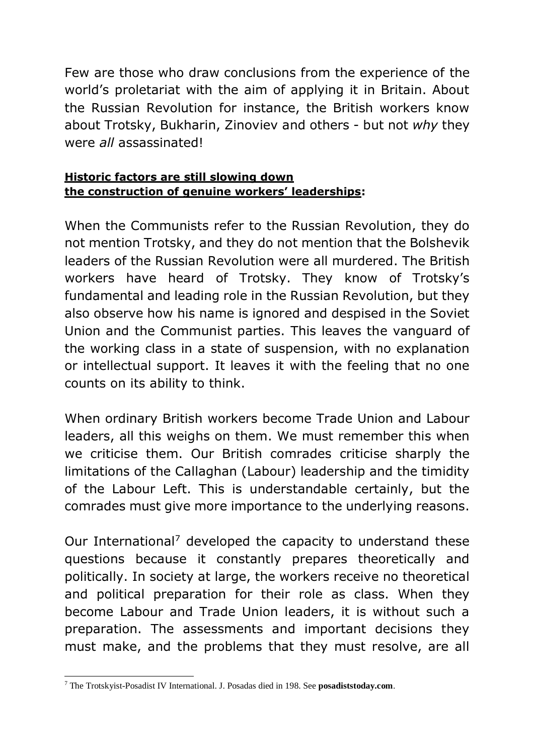Few are those who draw conclusions from the experience of the world's proletariat with the aim of applying it in Britain. About the Russian Revolution for instance, the British workers know about Trotsky, Bukharin, Zinoviev and others - but not *why* they were *all* assassinated!

**Historic factors are still slowing down the construction of genuine workers' leaderships:**

When the Communists refer to the Russian Revolution, they do not mention Trotsky, and they do not mention that the Bolshevik leaders of the Russian Revolution were all murdered. The British workers have heard of Trotsky. They know of Trotsky's fundamental and leading role in the Russian Revolution, but they also observe how his name is ignored and despised in the Soviet Union and the Communist parties. This leaves the vanguard of the working class in a state of suspension, with no explanation or intellectual support. It leaves it with the feeling that no one counts on its ability to think.

When ordinary British workers become Trade Union and Labour leaders, all this weighs on them. We must remember this when we criticise them. Our British comrades criticise sharply the limitations of the Callaghan (Labour) leadership and the timidity of the Labour Left. This is understandable certainly, but the comrades must give more importance to the underlying reasons.

Our International[7] developed the capacity to understand these questions because it constantly prepares theoretically and politically. In society at large, the workers receive no theoretical and political preparation for their role as class. When they become Labour and Trade Union leaders, it is without such a preparation. The assessments and important decisions they must make, and the problems that they must resolve, are all

[7] The Trotskyist-Posadist IV International. J. Posadas died in 198. See **posadiststoday.com**.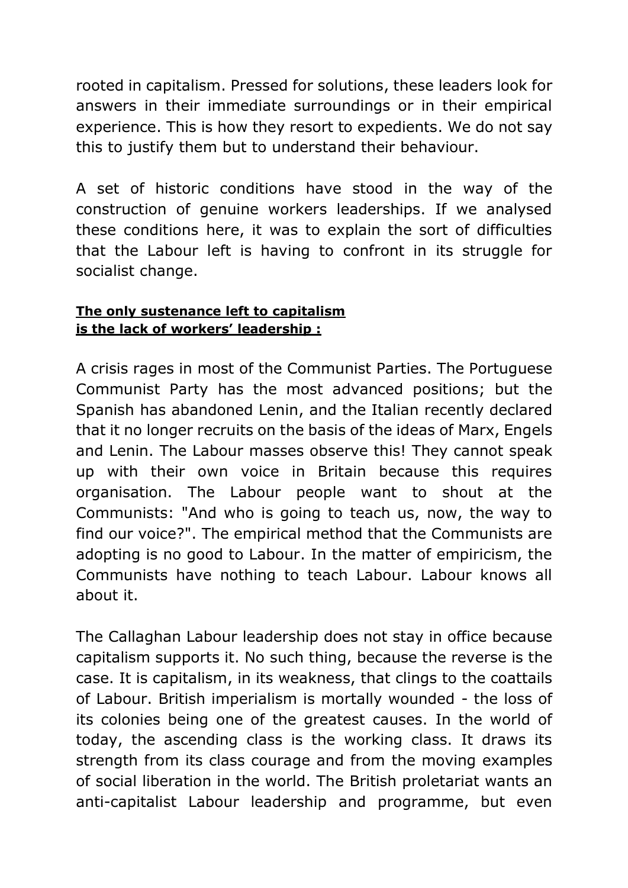rooted in capitalism. Pressed for solutions, these leaders look for answers in their immediate surroundings or in their empirical experience. This is how they resort to expedients. We do not say this to justify them but to understand their behaviour.

A set of historic conditions have stood in the way of the construction of genuine workers leaderships. If we analysed these conditions here, it was to explain the sort of difficulties that the Labour left is having to confront in its struggle for socialist change.

**The only sustenance left to capitalism is the lack of workers' leadership :**

A crisis rages in most of the Communist Parties. The Portuguese Communist Party has the most advanced positions; but the Spanish has abandoned Lenin, and the Italian recently declared that it no longer recruits on the basis of the ideas of Marx, Engels and Lenin. The Labour masses observe this! They cannot speak up with their own voice in Britain because this requires organisation. The Labour people want to shout at the Communists: "And who is going to teach us, now, the way to find our voice?". The empirical method that the Communists are adopting is no good to Labour. In the matter of empiricism, the Communists have nothing to teach Labour. Labour knows all about it.

The Callaghan Labour leadership does not stay in office because capitalism supports it. No such thing, because the reverse is the case. It is capitalism, in its weakness, that clings to the coattails of Labour. British imperialism is mortally wounded - the loss of its colonies being one of the greatest causes. In the world of today, the ascending class is the working class. It draws its strength from its class courage and from the moving examples of social liberation in the world. The British proletariat wants an anti-capitalist Labour leadership and programme, but even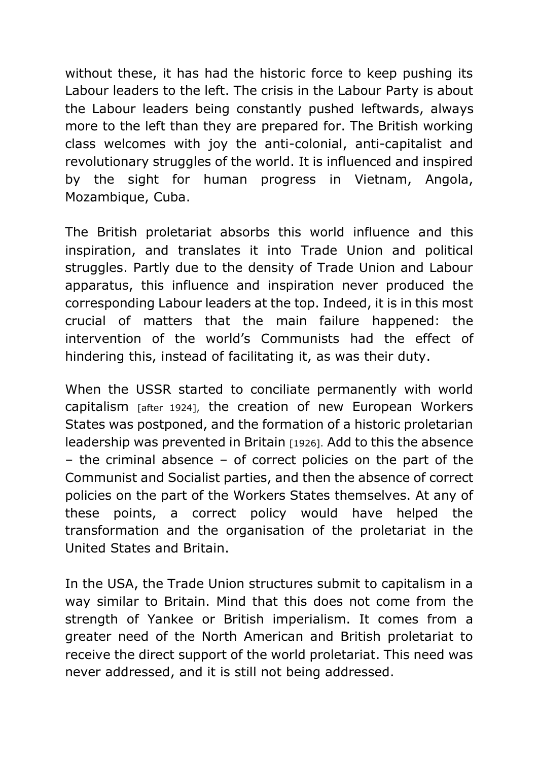without these, it has had the historic force to keep pushing its Labour leaders to the left. The crisis in the Labour Party is about the Labour leaders being constantly pushed leftwards, always more to the left than they are prepared for. The British working class welcomes with joy the anti-colonial, anti-capitalist and revolutionary struggles of the world. It is influenced and inspired by the sight for human progress in Vietnam, Angola, Mozambique, Cuba.

The British proletariat absorbs this world influence and this inspiration, and translates it into Trade Union and political struggles. Partly due to the density of Trade Union and Labour apparatus, this influence and inspiration never produced the corresponding Labour leaders at the top. Indeed, it is in this most crucial of matters that the main failure happened: the intervention of the world's Communists had the effect of hindering this, instead of facilitating it, as was their duty.

When the USSR started to conciliate permanently with world capitalism [after 1924], the creation of new European Workers States was postponed, and the formation of a historic proletarian leadership was prevented in Britain [1926]. Add to this the absence – the criminal absence – of correct policies on the part of the Communist and Socialist parties, and then the absence of correct policies on the part of the Workers States themselves. At any of these points, a correct policy would have helped the transformation and the organisation of the proletariat in the United States and Britain.

In the USA, the Trade Union structures submit to capitalism in a way similar to Britain. Mind that this does not come from the strength of Yankee or British imperialism. It comes from a greater need of the North American and British proletariat to receive the direct support of the world proletariat. This need was never addressed, and it is still not being addressed.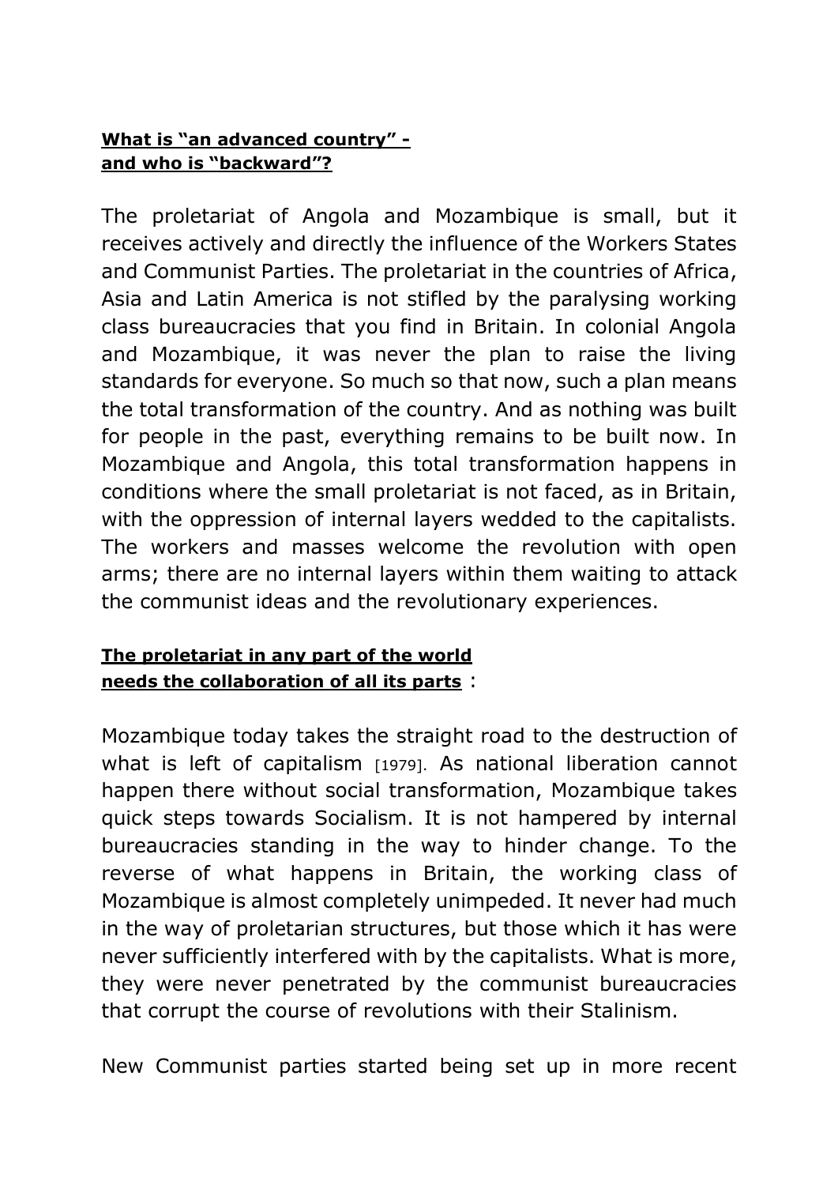**What is "an advanced country" - and who is "backward"?**

The proletariat of Angola and Mozambique is small, but it receives actively and directly the influence of the Workers States and Communist Parties. The proletariat in the countries of Africa, Asia and Latin America is not stifled by the paralysing working class bureaucracies that you find in Britain. In colonial Angola and Mozambique, it was never the plan to raise the living standards for everyone. So much so that now, such a plan means the total transformation of the country. And as nothing was built for people in the past, everything remains to be built now. In Mozambique and Angola, this total transformation happens in conditions where the small proletariat is not faced, as in Britain, with the oppression of internal layers wedded to the capitalists. The workers and masses welcome the revolution with open arms; there are no internal layers within them waiting to attack the communist ideas and the revolutionary experiences.

**The proletariat in any part of the world needs the collaboration of all its parts** :

Mozambique today takes the straight road to the destruction of what is left of capitalism [1979]. As national liberation cannot happen there without social transformation, Mozambique takes quick steps towards Socialism. It is not hampered by internal bureaucracies standing in the way to hinder change. To the reverse of what happens in Britain, the working class of Mozambique is almost completely unimpeded. It never had much in the way of proletarian structures, but those which it has were never sufficiently interfered with by the capitalists. What is more, they were never penetrated by the communist bureaucracies that corrupt the course of revolutions with their Stalinism.

New Communist parties started being set up in more recent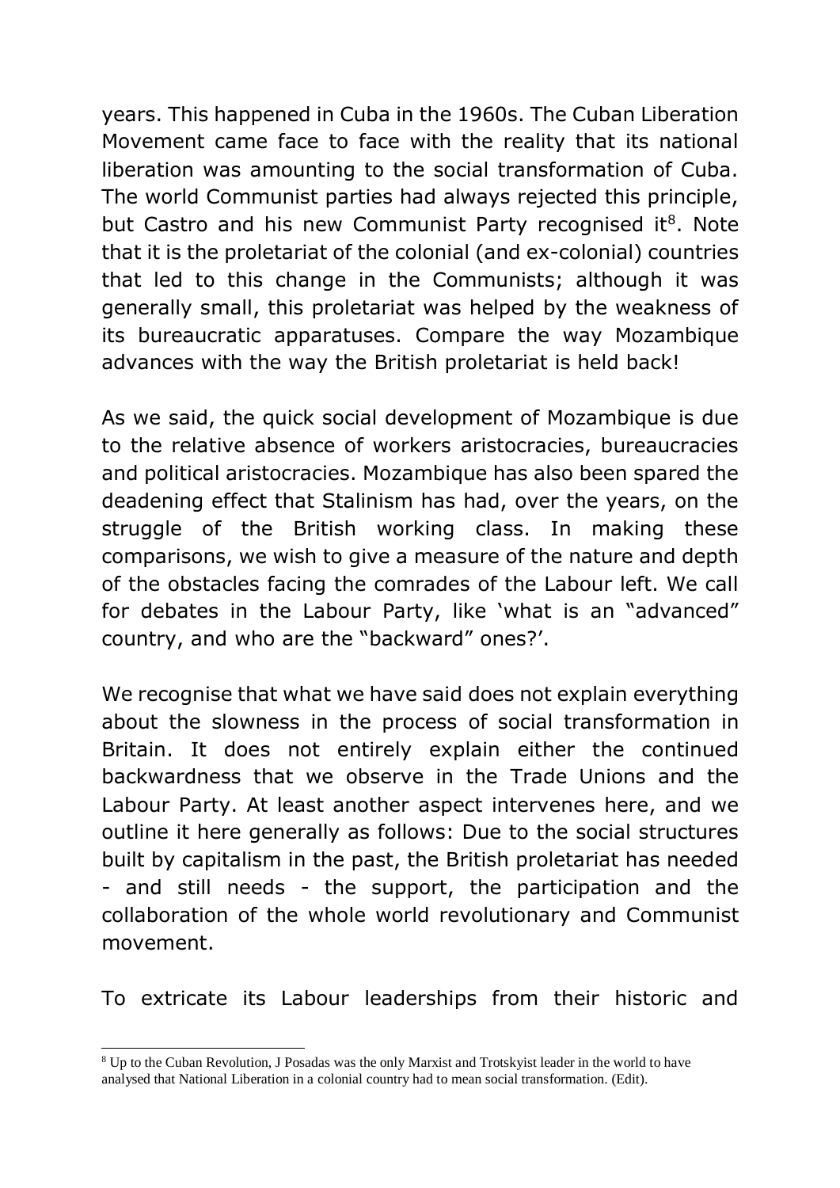years. This happened in Cuba in the 1960s. The Cuban Liberation Movement came face to face with the reality that its national liberation was amounting to the social transformation of Cuba. The world Communist parties had always rejected this principle, but Castro and his new Communist Party recognised it[8]. Note that it is the proletariat of the colonial (and ex-colonial) countries that led to this change in the Communists; although it was generally small, this proletariat was helped by the weakness of its bureaucratic apparatuses. Compare the way Mozambique advances with the way the British proletariat is held back!

As we said, the quick social development of Mozambique is due to the relative absence of workers aristocracies, bureaucracies and political aristocracies. Mozambique has also been spared the deadening effect that Stalinism has had, over the years, on the struggle of the British working class. In making these comparisons, we wish to give a measure of the nature and depth of the obstacles facing the comrades of the Labour left. We call for debates in the Labour Party, like 'what is an "advanced" country, and who are the "backward" ones?'.

We recognise that what we have said does not explain everything about the slowness in the process of social transformation in Britain. It does not entirely explain either the continued backwardness that we observe in the Trade Unions and the Labour Party. At least another aspect intervenes here, and we outline it here generally as follows: Due to the social structures built by capitalism in the past, the British proletariat has needed - and still needs - the support, the participation and the collaboration of the whole world revolutionary and Communist movement.

To extricate its Labour leaderships from their historic and

[8] Up to the Cuban Revolution, J Posadas was the only Marxist and Trotskyist leader in the world to have analysed that National Liberation in a colonial country had to mean social transformation. (Edit).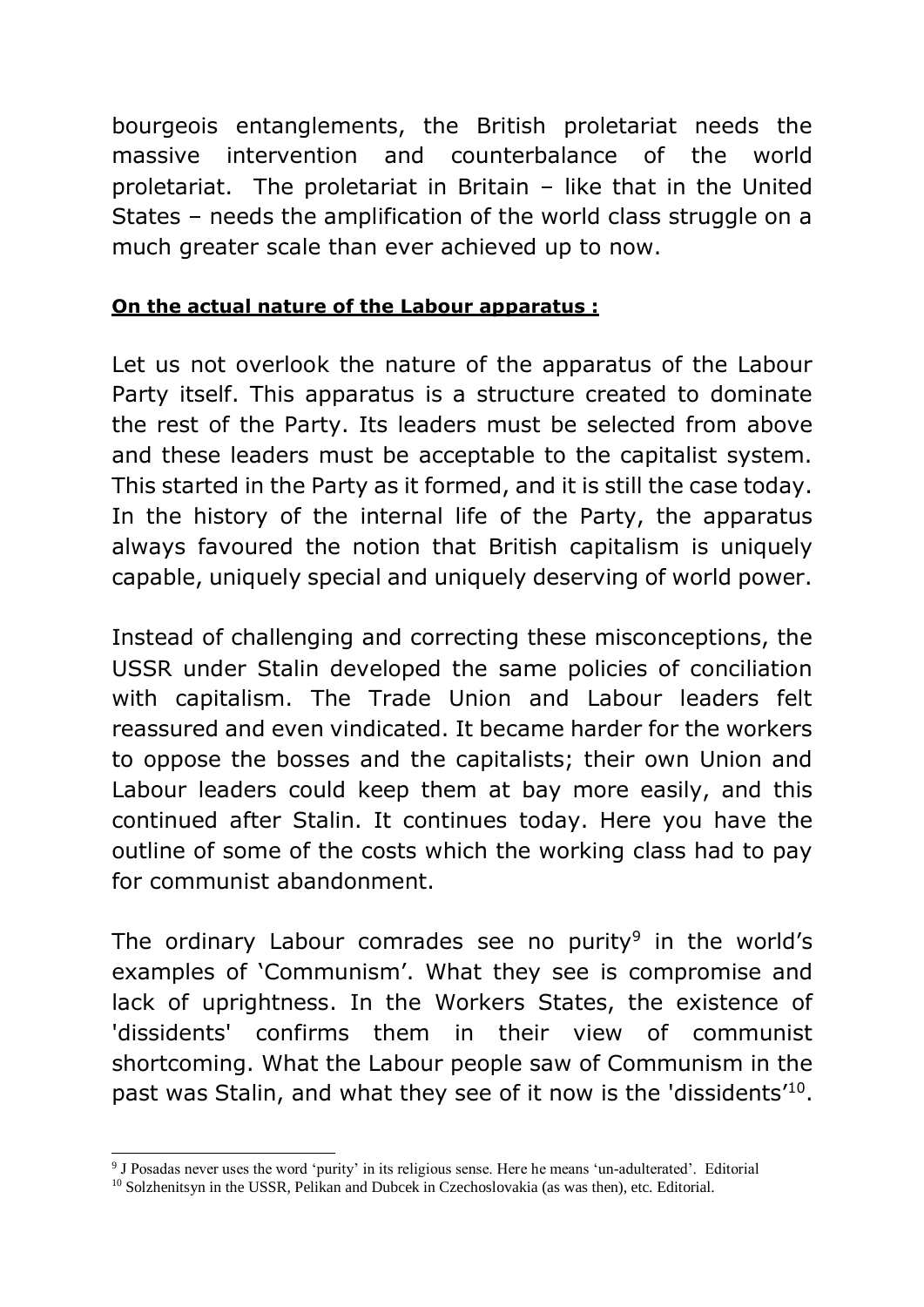bourgeois entanglements, the British proletariat needs the massive intervention and counterbalance of the world proletariat. The proletariat in Britain – like that in the United States – needs the amplification of the world class struggle on a much greater scale than ever achieved up to now.

**On the actual nature of the Labour apparatus :**

Let us not overlook the nature of the apparatus of the Labour Party itself. This apparatus is a structure created to dominate the rest of the Party. Its leaders must be selected from above and these leaders must be acceptable to the capitalist system. This started in the Party as it formed, and it is still the case today. In the history of the internal life of the Party, the apparatus always favoured the notion that British capitalism is uniquely capable, uniquely special and uniquely deserving of world power.

Instead of challenging and correcting these misconceptions, the USSR under Stalin developed the same policies of conciliation with capitalism. The Trade Union and Labour leaders felt reassured and even vindicated. It became harder for the workers to oppose the bosses and the capitalists; their own Union and Labour leaders could keep them at bay more easily, and this continued after Stalin. It continues today. Here you have the outline of some of the costs which the working class had to pay for communist abandonment.

The ordinary Labour comrades see no purity[9] in the world's examples of 'Communism'. What they see is compromise and lack of uprightness. In the Workers States, the existence of 'dissidents' confirms them in their view of communist shortcoming. What the Labour people saw of Communism in the past was Stalin, and what they see of it now is the 'dissidents'[10].

---

[9] J Posadas never uses the word 'purity' in its religious sense. Here he means 'un-adulterated'. Editorial

[10] Solzhenitsyn in the USSR, Pelikan and Dubcek in Czechoslovakia (as was then), etc. Editorial.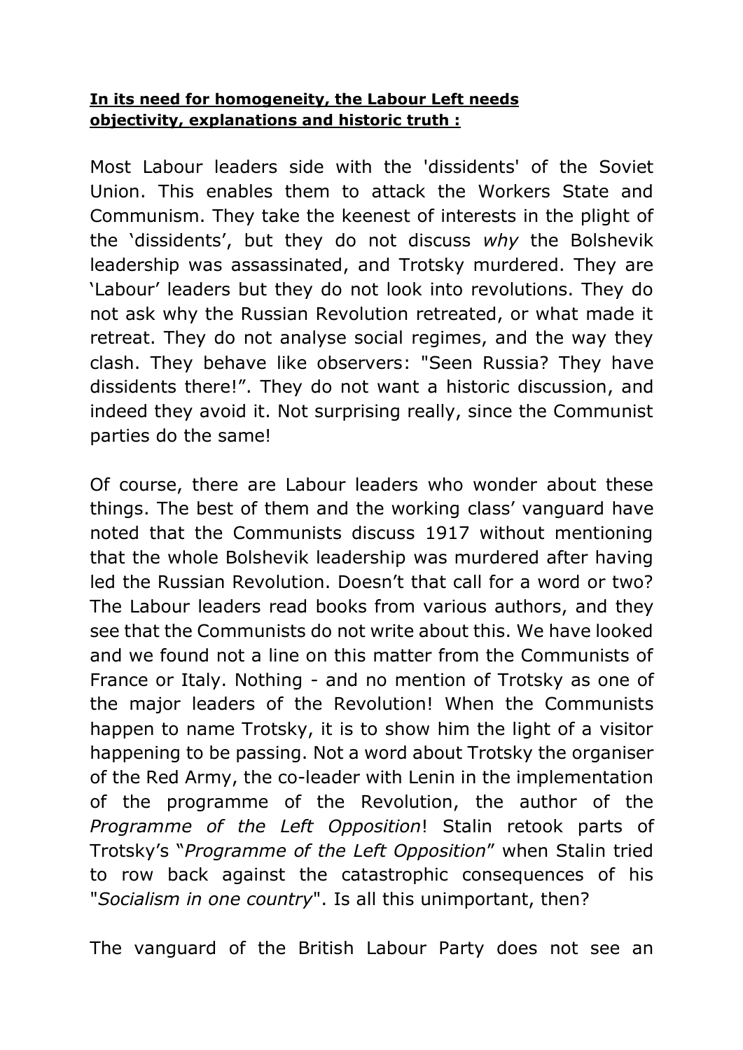**In its need for homogeneity, the Labour Left needs objectivity, explanations and historic truth :**

Most Labour leaders side with the 'dissidents' of the Soviet Union. This enables them to attack the Workers State and Communism. They take the keenest of interests in the plight of the 'dissidents', but they do not discuss *why* the Bolshevik leadership was assassinated, and Trotsky murdered. They are 'Labour' leaders but they do not look into revolutions. They do not ask why the Russian Revolution retreated, or what made it retreat. They do not analyse social regimes, and the way they clash. They behave like observers: "Seen Russia? They have dissidents there!". They do not want a historic discussion, and indeed they avoid it. Not surprising really, since the Communist parties do the same!

Of course, there are Labour leaders who wonder about these things. The best of them and the working class' vanguard have noted that the Communists discuss 1917 without mentioning that the whole Bolshevik leadership was murdered after having led the Russian Revolution. Doesn't that call for a word or two? The Labour leaders read books from various authors, and they see that the Communists do not write about this. We have looked and we found not a line on this matter from the Communists of France or Italy. Nothing - and no mention of Trotsky as one of the major leaders of the Revolution! When the Communists happen to name Trotsky, it is to show him the light of a visitor happening to be passing. Not a word about Trotsky the organiser of the Red Army, the co-leader with Lenin in the implementation of the programme of the Revolution, the author of the *Programme of the Left Opposition*! Stalin retook parts of Trotsky's "*Programme of the Left Opposition*" when Stalin tried to row back against the catastrophic consequences of his "*Socialism in one country*". Is all this unimportant, then?

The vanguard of the British Labour Party does not see an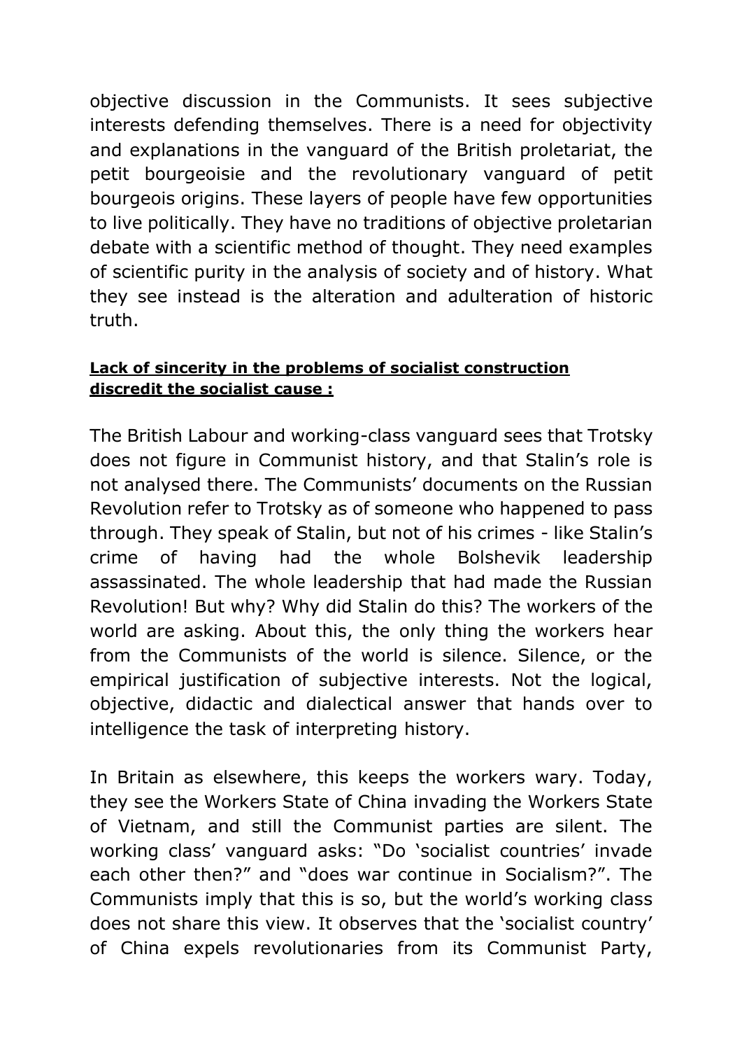objective discussion in the Communists. It sees subjective interests defending themselves. There is a need for objectivity and explanations in the vanguard of the British proletariat, the petit bourgeoisie and the revolutionary vanguard of petit bourgeois origins. These layers of people have few opportunities to live politically. They have no traditions of objective proletarian debate with a scientific method of thought. They need examples of scientific purity in the analysis of society and of history. What they see instead is the alteration and adulteration of historic truth.

**Lack of sincerity in the problems of socialist construction discredit the socialist cause :**

The British Labour and working-class vanguard sees that Trotsky does not figure in Communist history, and that Stalin's role is not analysed there. The Communists' documents on the Russian Revolution refer to Trotsky as of someone who happened to pass through. They speak of Stalin, but not of his crimes - like Stalin's crime of having had the whole Bolshevik leadership assassinated. The whole leadership that had made the Russian Revolution! But why? Why did Stalin do this? The workers of the world are asking. About this, the only thing the workers hear from the Communists of the world is silence. Silence, or the empirical justification of subjective interests. Not the logical, objective, didactic and dialectical answer that hands over to intelligence the task of interpreting history.

In Britain as elsewhere, this keeps the workers wary. Today, they see the Workers State of China invading the Workers State of Vietnam, and still the Communist parties are silent. The working class' vanguard asks: "Do 'socialist countries' invade each other then?" and "does war continue in Socialism?". The Communists imply that this is so, but the world's working class does not share this view. It observes that the 'socialist country' of China expels revolutionaries from its Communist Party,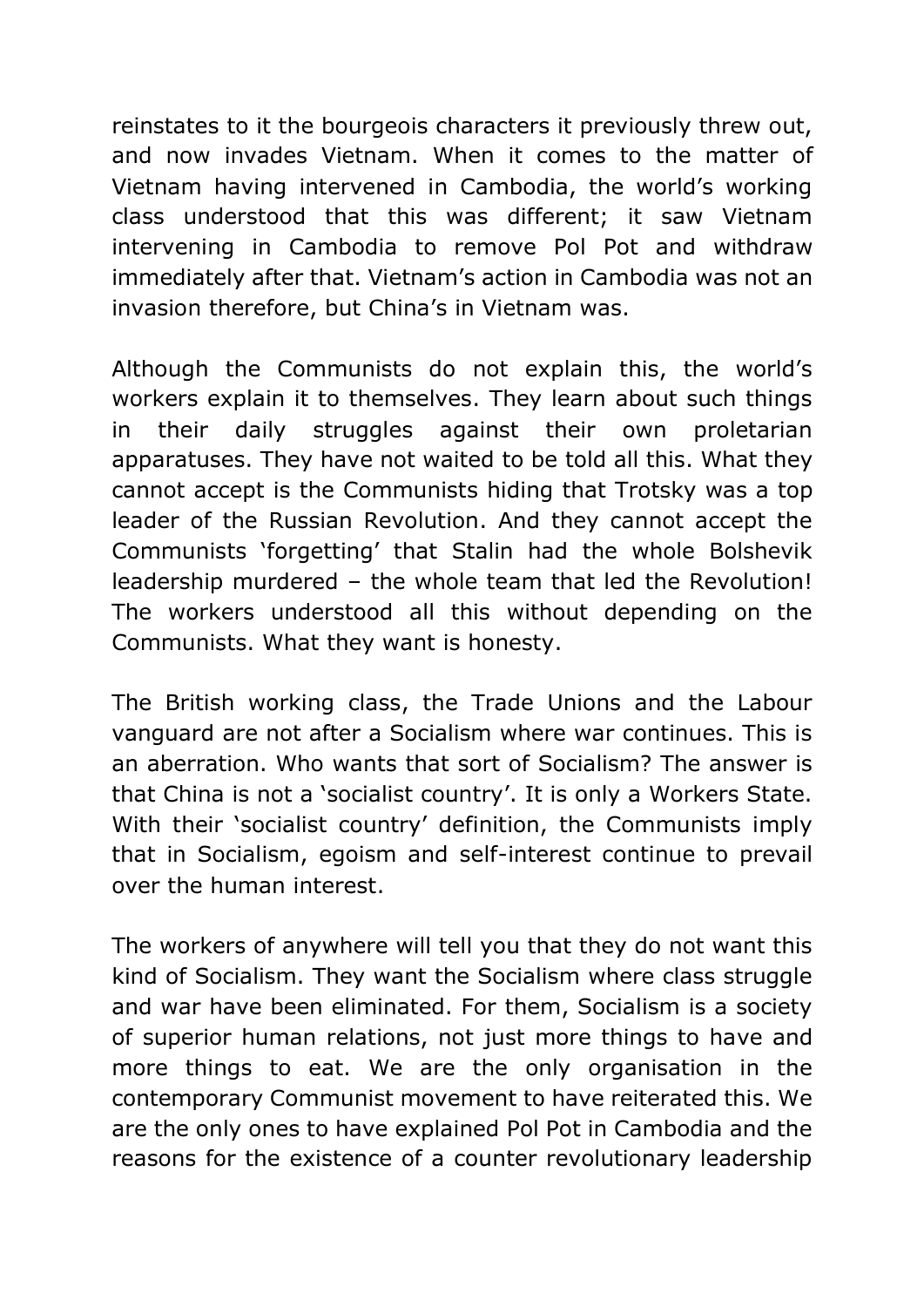reinstates to it the bourgeois characters it previously threw out, and now invades Vietnam. When it comes to the matter of Vietnam having intervened in Cambodia, the world's working class understood that this was different; it saw Vietnam intervening in Cambodia to remove Pol Pot and withdraw immediately after that. Vietnam's action in Cambodia was not an invasion therefore, but China's in Vietnam was.

Although the Communists do not explain this, the world's workers explain it to themselves. They learn about such things in their daily struggles against their own proletarian apparatuses. They have not waited to be told all this. What they cannot accept is the Communists hiding that Trotsky was a top leader of the Russian Revolution. And they cannot accept the Communists 'forgetting' that Stalin had the whole Bolshevik leadership murdered – the whole team that led the Revolution! The workers understood all this without depending on the Communists. What they want is honesty.

The British working class, the Trade Unions and the Labour vanguard are not after a Socialism where war continues. This is an aberration. Who wants that sort of Socialism? The answer is that China is not a 'socialist country'. It is only a Workers State. With their 'socialist country' definition, the Communists imply that in Socialism, egoism and self-interest continue to prevail over the human interest.

The workers of anywhere will tell you that they do not want this kind of Socialism. They want the Socialism where class struggle and war have been eliminated. For them, Socialism is a society of superior human relations, not just more things to have and more things to eat. We are the only organisation in the contemporary Communist movement to have reiterated this. We are the only ones to have explained Pol Pot in Cambodia and the reasons for the existence of a counter revolutionary leadership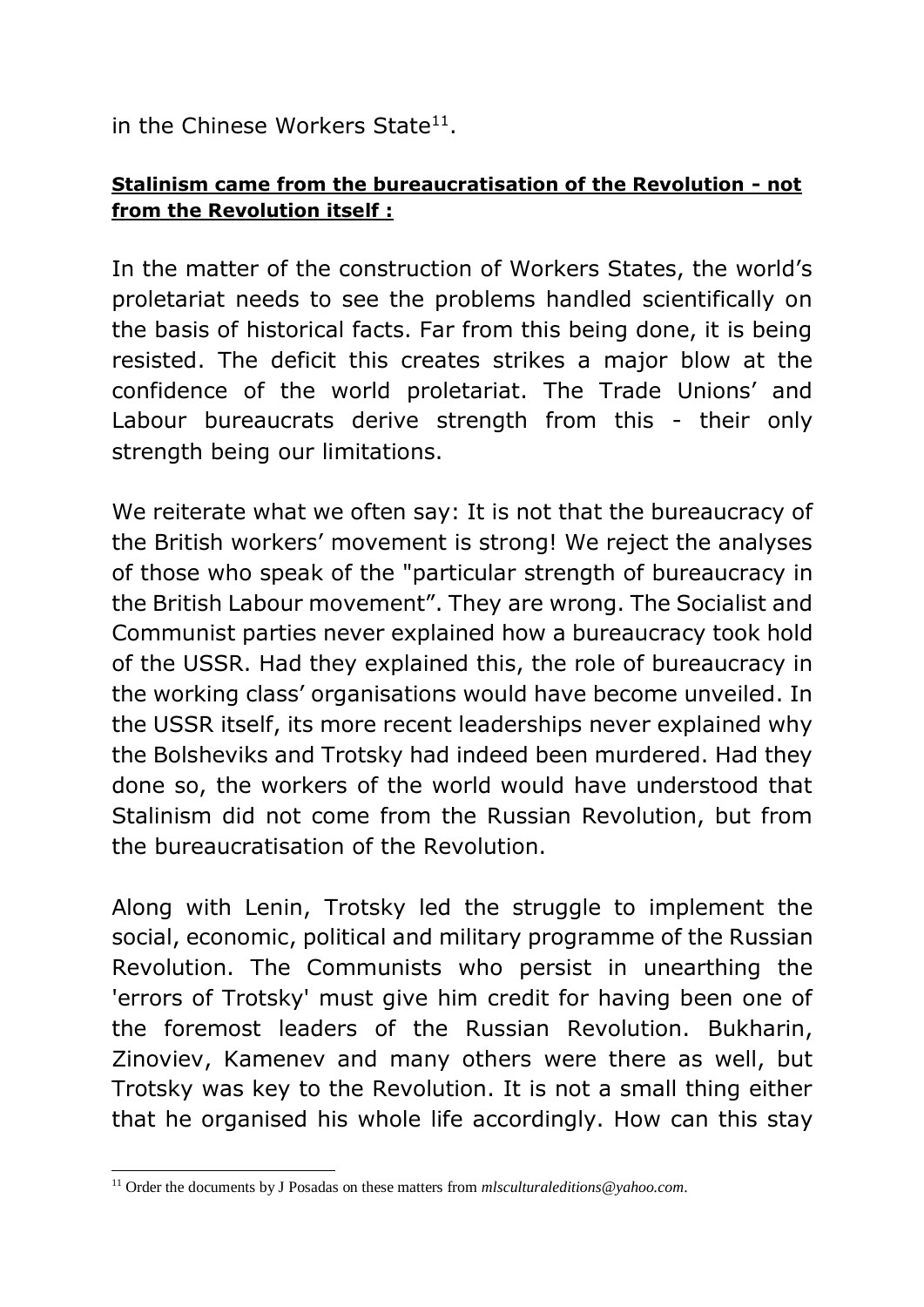in the Chinese Workers State[11].

**Stalinism came from the bureaucratisation of the Revolution - not from the Revolution itself :**

In the matter of the construction of Workers States, the world's proletariat needs to see the problems handled scientifically on the basis of historical facts. Far from this being done, it is being resisted. The deficit this creates strikes a major blow at the confidence of the world proletariat. The Trade Unions' and Labour bureaucrats derive strength from this - their only strength being our limitations.

We reiterate what we often say: It is not that the bureaucracy of the British workers' movement is strong! We reject the analyses of those who speak of the "particular strength of bureaucracy in the British Labour movement". They are wrong. The Socialist and Communist parties never explained how a bureaucracy took hold of the USSR. Had they explained this, the role of bureaucracy in the working class' organisations would have become unveiled. In the USSR itself, its more recent leaderships never explained why the Bolsheviks and Trotsky had indeed been murdered. Had they done so, the workers of the world would have understood that Stalinism did not come from the Russian Revolution, but from the bureaucratisation of the Revolution.

Along with Lenin, Trotsky led the struggle to implement the social, economic, political and military programme of the Russian Revolution. The Communists who persist in unearthing the 'errors of Trotsky' must give him credit for having been one of the foremost leaders of the Russian Revolution. Bukharin, Zinoviev, Kamenev and many others were there as well, but Trotsky was key to the Revolution. It is not a small thing either that he organised his whole life accordingly. How can this stay

[11] Order the documents by J Posadas on these matters from *mlsculturaleditions@yahoo.com*.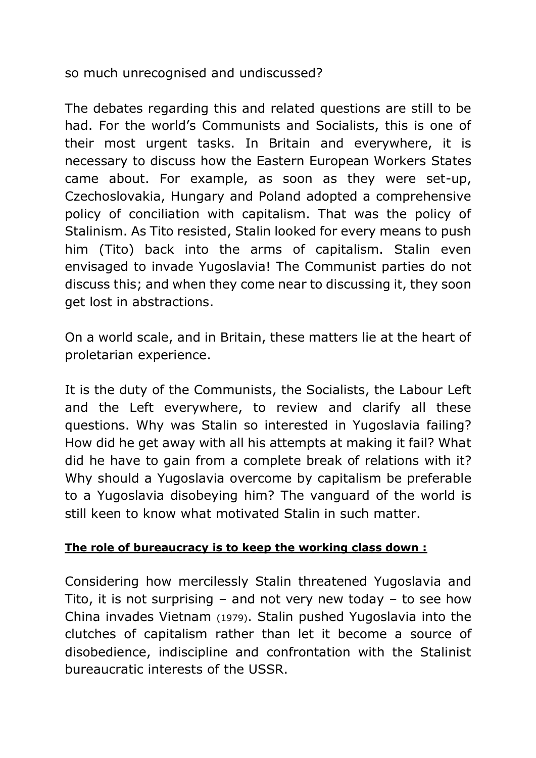so much unrecognised and undiscussed?

The debates regarding this and related questions are still to be had. For the world's Communists and Socialists, this is one of their most urgent tasks. In Britain and everywhere, it is necessary to discuss how the Eastern European Workers States came about. For example, as soon as they were set-up, Czechoslovakia, Hungary and Poland adopted a comprehensive policy of conciliation with capitalism. That was the policy of Stalinism. As Tito resisted, Stalin looked for every means to push him (Tito) back into the arms of capitalism. Stalin even envisaged to invade Yugoslavia! The Communist parties do not discuss this; and when they come near to discussing it, they soon get lost in abstractions.

On a world scale, and in Britain, these matters lie at the heart of proletarian experience.

It is the duty of the Communists, the Socialists, the Labour Left and the Left everywhere, to review and clarify all these questions. Why was Stalin so interested in Yugoslavia failing? How did he get away with all his attempts at making it fail? What did he have to gain from a complete break of relations with it? Why should a Yugoslavia overcome by capitalism be preferable to a Yugoslavia disobeying him? The vanguard of the world is still keen to know what motivated Stalin in such matter.

**The role of bureaucracy is to keep the working class down :**

Considering how mercilessly Stalin threatened Yugoslavia and Tito, it is not surprising – and not very new today – to see how China invades Vietnam (1979). Stalin pushed Yugoslavia into the clutches of capitalism rather than let it become a source of disobedience, indiscipline and confrontation with the Stalinist bureaucratic interests of the USSR.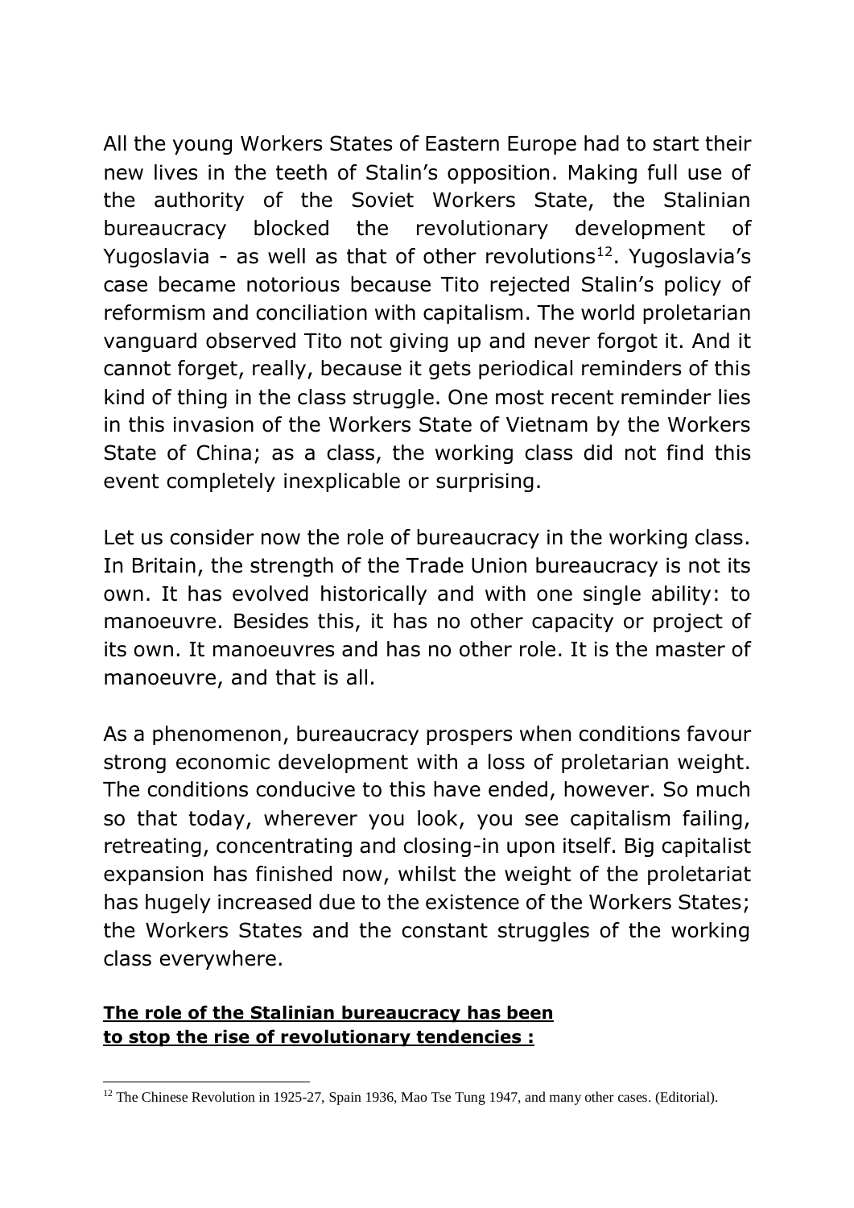All the young Workers States of Eastern Europe had to start their new lives in the teeth of Stalin's opposition. Making full use of the authority of the Soviet Workers State, the Stalinian bureaucracy blocked the revolutionary development of Yugoslavia - as well as that of other revolutions[12]. Yugoslavia's case became notorious because Tito rejected Stalin's policy of reformism and conciliation with capitalism. The world proletarian vanguard observed Tito not giving up and never forgot it. And it cannot forget, really, because it gets periodical reminders of this kind of thing in the class struggle. One most recent reminder lies in this invasion of the Workers State of Vietnam by the Workers State of China; as a class, the working class did not find this event completely inexplicable or surprising.

Let us consider now the role of bureaucracy in the working class. In Britain, the strength of the Trade Union bureaucracy is not its own. It has evolved historically and with one single ability: to manoeuvre. Besides this, it has no other capacity or project of its own. It manoeuvres and has no other role. It is the master of manoeuvre, and that is all.

As a phenomenon, bureaucracy prospers when conditions favour strong economic development with a loss of proletarian weight. The conditions conducive to this have ended, however. So much so that today, wherever you look, you see capitalism failing, retreating, concentrating and closing-in upon itself. Big capitalist expansion has finished now, whilst the weight of the proletariat has hugely increased due to the existence of the Workers States; the Workers States and the constant struggles of the working class everywhere.

**The role of the Stalinian bureaucracy has been to stop the rise of revolutionary tendencies :**

[12] The Chinese Revolution in 1925-27, Spain 1936, Mao Tse Tung 1947, and many other cases. (Editorial).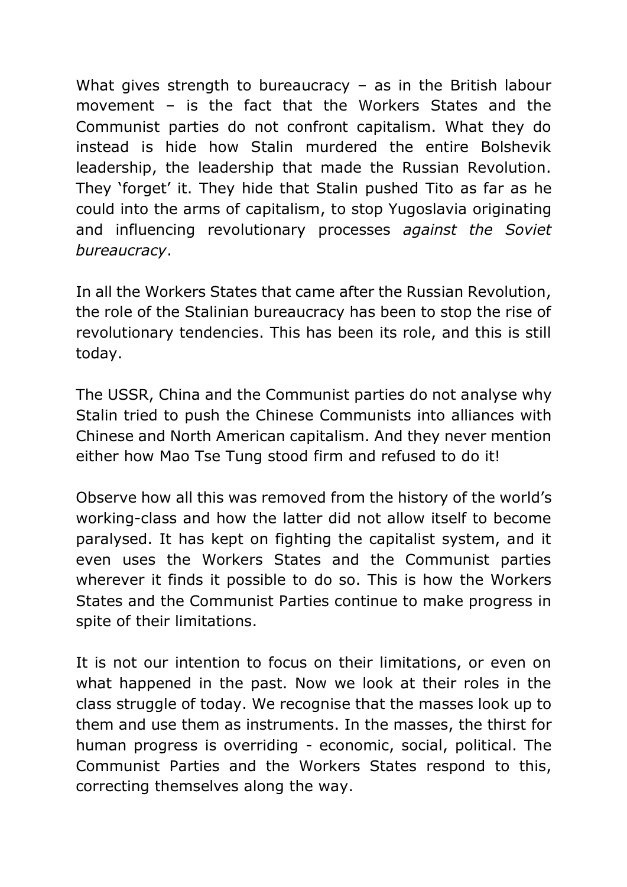What gives strength to bureaucracy – as in the British labour movement – is the fact that the Workers States and the Communist parties do not confront capitalism. What they do instead is hide how Stalin murdered the entire Bolshevik leadership, the leadership that made the Russian Revolution. They 'forget' it. They hide that Stalin pushed Tito as far as he could into the arms of capitalism, to stop Yugoslavia originating and influencing revolutionary processes *against the Soviet bureaucracy*.

In all the Workers States that came after the Russian Revolution, the role of the Stalinian bureaucracy has been to stop the rise of revolutionary tendencies. This has been its role, and this is still today.

The USSR, China and the Communist parties do not analyse why Stalin tried to push the Chinese Communists into alliances with Chinese and North American capitalism. And they never mention either how Mao Tse Tung stood firm and refused to do it!

Observe how all this was removed from the history of the world's working-class and how the latter did not allow itself to become paralysed. It has kept on fighting the capitalist system, and it even uses the Workers States and the Communist parties wherever it finds it possible to do so. This is how the Workers States and the Communist Parties continue to make progress in spite of their limitations.

It is not our intention to focus on their limitations, or even on what happened in the past. Now we look at their roles in the class struggle of today. We recognise that the masses look up to them and use them as instruments. In the masses, the thirst for human progress is overriding - economic, social, political. The Communist Parties and the Workers States respond to this, correcting themselves along the way.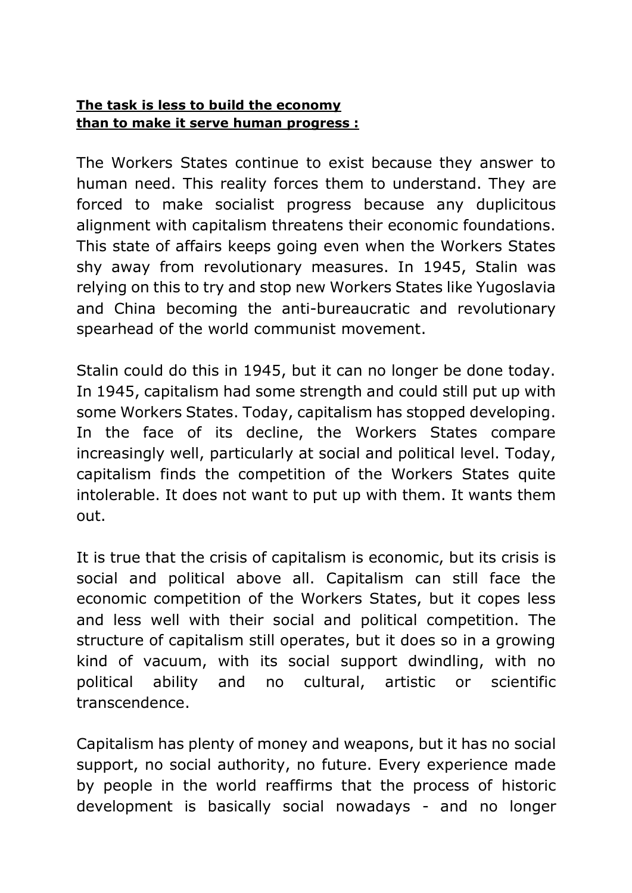**The task is less to build the economy than to make it serve human progress :**

The Workers States continue to exist because they answer to human need. This reality forces them to understand. They are forced to make socialist progress because any duplicitous alignment with capitalism threatens their economic foundations. This state of affairs keeps going even when the Workers States shy away from revolutionary measures. In 1945, Stalin was relying on this to try and stop new Workers States like Yugoslavia and China becoming the anti-bureaucratic and revolutionary spearhead of the world communist movement.

Stalin could do this in 1945, but it can no longer be done today. In 1945, capitalism had some strength and could still put up with some Workers States. Today, capitalism has stopped developing. In the face of its decline, the Workers States compare increasingly well, particularly at social and political level. Today, capitalism finds the competition of the Workers States quite intolerable. It does not want to put up with them. It wants them out.

It is true that the crisis of capitalism is economic, but its crisis is social and political above all. Capitalism can still face the economic competition of the Workers States, but it copes less and less well with their social and political competition. The structure of capitalism still operates, but it does so in a growing kind of vacuum, with its social support dwindling, with no political ability and no cultural, artistic or scientific transcendence.

Capitalism has plenty of money and weapons, but it has no social support, no social authority, no future. Every experience made by people in the world reaffirms that the process of historic development is basically social nowadays - and no longer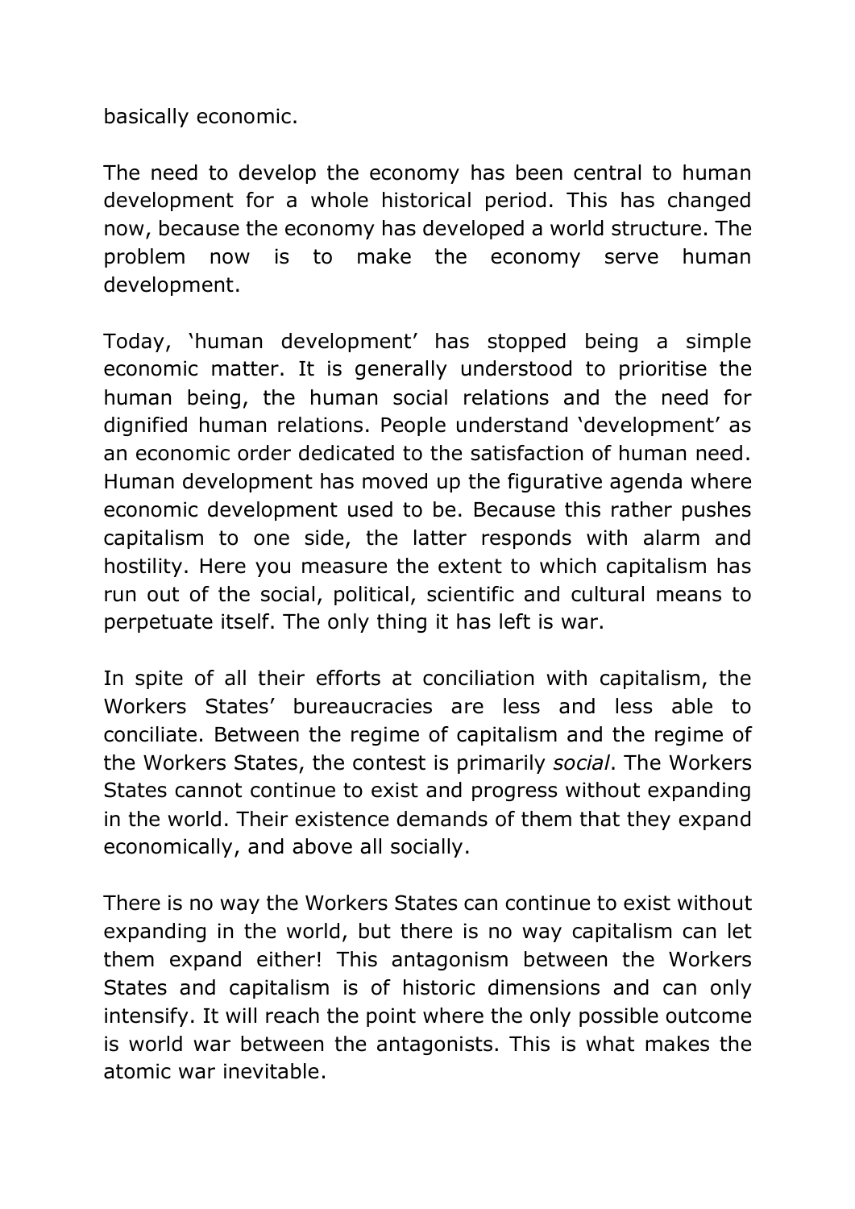basically economic.

The need to develop the economy has been central to human development for a whole historical period. This has changed now, because the economy has developed a world structure. The problem now is to make the economy serve human development.

Today, 'human development' has stopped being a simple economic matter. It is generally understood to prioritise the human being, the human social relations and the need for dignified human relations. People understand 'development' as an economic order dedicated to the satisfaction of human need. Human development has moved up the figurative agenda where economic development used to be. Because this rather pushes capitalism to one side, the latter responds with alarm and hostility. Here you measure the extent to which capitalism has run out of the social, political, scientific and cultural means to perpetuate itself. The only thing it has left is war.

In spite of all their efforts at conciliation with capitalism, the Workers States' bureaucracies are less and less able to conciliate. Between the regime of capitalism and the regime of the Workers States, the contest is primarily *social*. The Workers States cannot continue to exist and progress without expanding in the world. Their existence demands of them that they expand economically, and above all socially.

There is no way the Workers States can continue to exist without expanding in the world, but there is no way capitalism can let them expand either! This antagonism between the Workers States and capitalism is of historic dimensions and can only intensify. It will reach the point where the only possible outcome is world war between the antagonists. This is what makes the atomic war inevitable.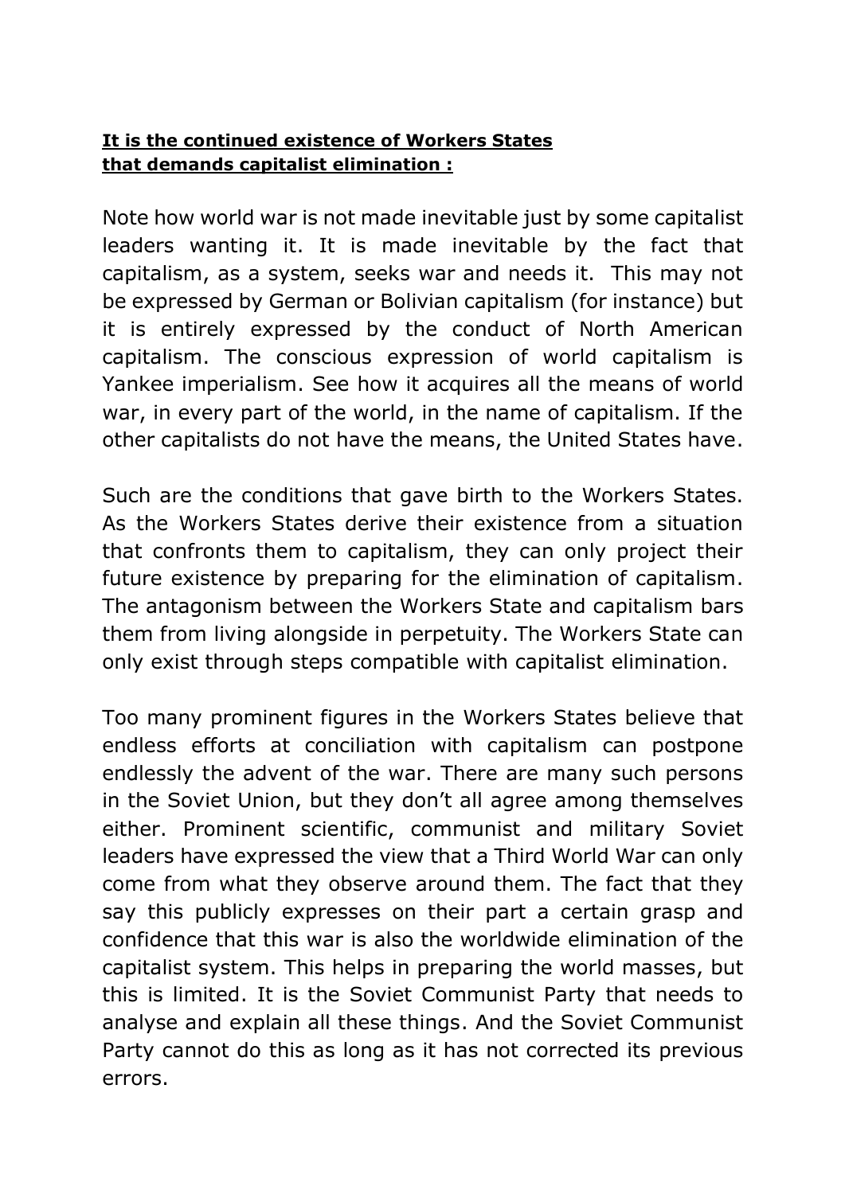**It is the continued existence of Workers States that demands capitalist elimination :**

Note how world war is not made inevitable just by some capitalist leaders wanting it. It is made inevitable by the fact that capitalism, as a system, seeks war and needs it. This may not be expressed by German or Bolivian capitalism (for instance) but it is entirely expressed by the conduct of North American capitalism. The conscious expression of world capitalism is Yankee imperialism. See how it acquires all the means of world war, in every part of the world, in the name of capitalism. If the other capitalists do not have the means, the United States have.

Such are the conditions that gave birth to the Workers States. As the Workers States derive their existence from a situation that confronts them to capitalism, they can only project their future existence by preparing for the elimination of capitalism. The antagonism between the Workers State and capitalism bars them from living alongside in perpetuity. The Workers State can only exist through steps compatible with capitalist elimination.

Too many prominent figures in the Workers States believe that endless efforts at conciliation with capitalism can postpone endlessly the advent of the war. There are many such persons in the Soviet Union, but they don't all agree among themselves either. Prominent scientific, communist and military Soviet leaders have expressed the view that a Third World War can only come from what they observe around them. The fact that they say this publicly expresses on their part a certain grasp and confidence that this war is also the worldwide elimination of the capitalist system. This helps in preparing the world masses, but this is limited. It is the Soviet Communist Party that needs to analyse and explain all these things. And the Soviet Communist Party cannot do this as long as it has not corrected its previous errors.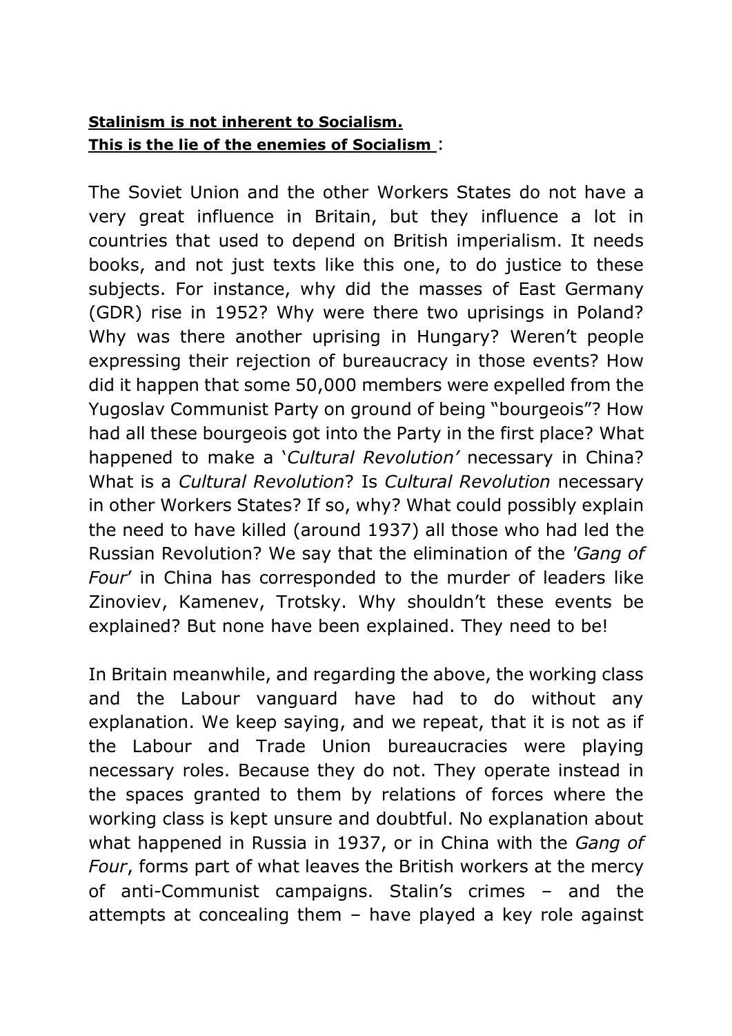**Stalinism is not inherent to Socialism.**
**This is the lie of the enemies of Socialism** :

The Soviet Union and the other Workers States do not have a very great influence in Britain, but they influence a lot in countries that used to depend on British imperialism. It needs books, and not just texts like this one, to do justice to these subjects. For instance, why did the masses of East Germany (GDR) rise in 1952? Why were there two uprisings in Poland? Why was there another uprising in Hungary? Weren't people expressing their rejection of bureaucracy in those events? How did it happen that some 50,000 members were expelled from the Yugoslav Communist Party on ground of being "bourgeois"? How had all these bourgeois got into the Party in the first place? What happened to make a '*Cultural Revolution'* necessary in China? What is a *Cultural Revolution*? Is *Cultural Revolution* necessary in other Workers States? If so, why? What could possibly explain the need to have killed (around 1937) all those who had led the Russian Revolution? We say that the elimination of the *'Gang of Four*' in China has corresponded to the murder of leaders like Zinoviev, Kamenev, Trotsky. Why shouldn't these events be explained? But none have been explained. They need to be!

In Britain meanwhile, and regarding the above, the working class and the Labour vanguard have had to do without any explanation. We keep saying, and we repeat, that it is not as if the Labour and Trade Union bureaucracies were playing necessary roles. Because they do not. They operate instead in the spaces granted to them by relations of forces where the working class is kept unsure and doubtful. No explanation about what happened in Russia in 1937, or in China with the *Gang of Four*, forms part of what leaves the British workers at the mercy of anti-Communist campaigns. Stalin's crimes – and the attempts at concealing them – have played a key role against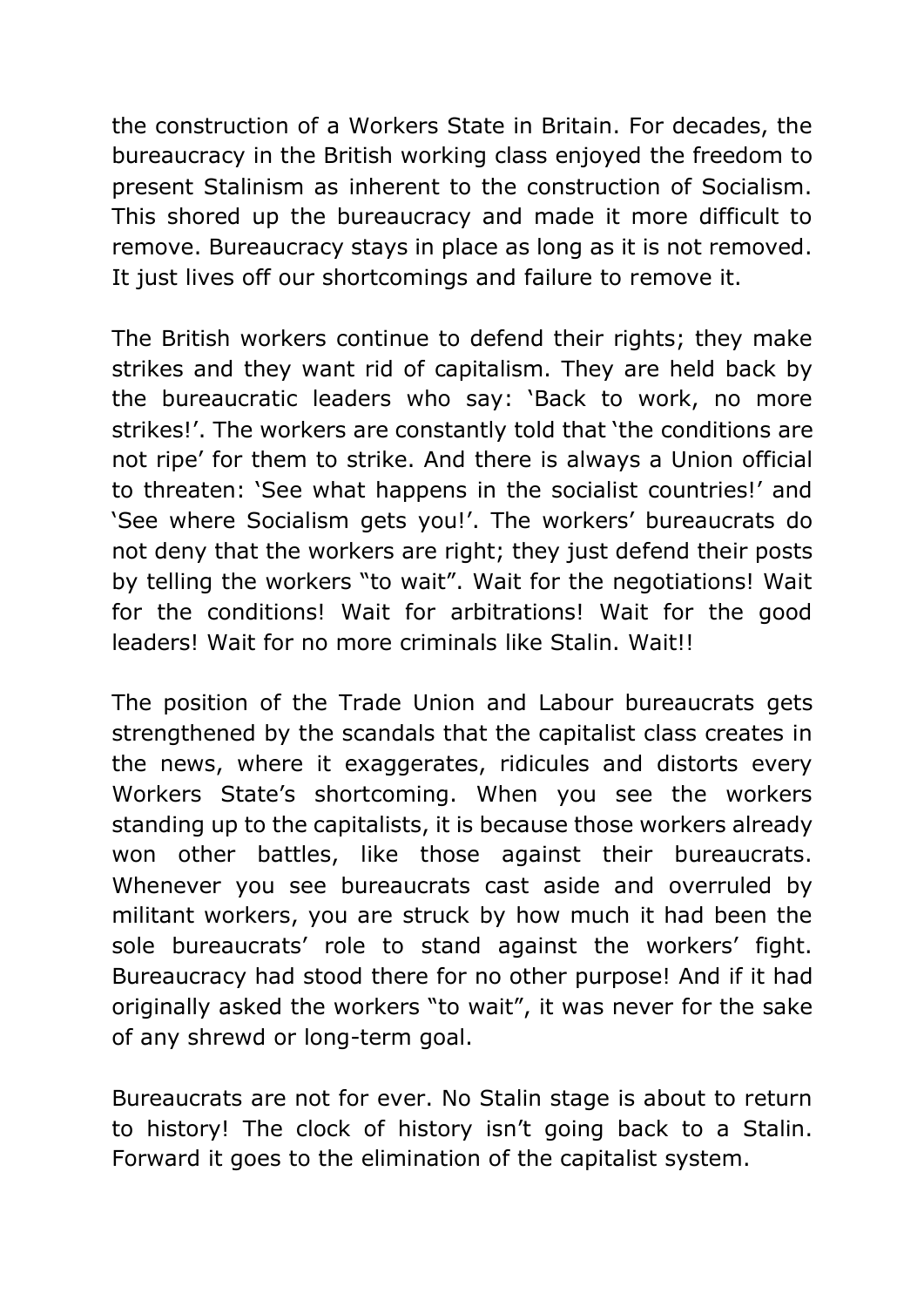the construction of a Workers State in Britain. For decades, the bureaucracy in the British working class enjoyed the freedom to present Stalinism as inherent to the construction of Socialism. This shored up the bureaucracy and made it more difficult to remove. Bureaucracy stays in place as long as it is not removed. It just lives off our shortcomings and failure to remove it.

The British workers continue to defend their rights; they make strikes and they want rid of capitalism. They are held back by the bureaucratic leaders who say: 'Back to work, no more strikes!'. The workers are constantly told that 'the conditions are not ripe' for them to strike. And there is always a Union official to threaten: 'See what happens in the socialist countries!' and 'See where Socialism gets you!'. The workers' bureaucrats do not deny that the workers are right; they just defend their posts by telling the workers "to wait". Wait for the negotiations! Wait for the conditions! Wait for arbitrations! Wait for the good leaders! Wait for no more criminals like Stalin. Wait!!

The position of the Trade Union and Labour bureaucrats gets strengthened by the scandals that the capitalist class creates in the news, where it exaggerates, ridicules and distorts every Workers State's shortcoming. When you see the workers standing up to the capitalists, it is because those workers already won other battles, like those against their bureaucrats. Whenever you see bureaucrats cast aside and overruled by militant workers, you are struck by how much it had been the sole bureaucrats' role to stand against the workers' fight. Bureaucracy had stood there for no other purpose! And if it had originally asked the workers "to wait", it was never for the sake of any shrewd or long-term goal.

Bureaucrats are not for ever. No Stalin stage is about to return to history! The clock of history isn't going back to a Stalin. Forward it goes to the elimination of the capitalist system.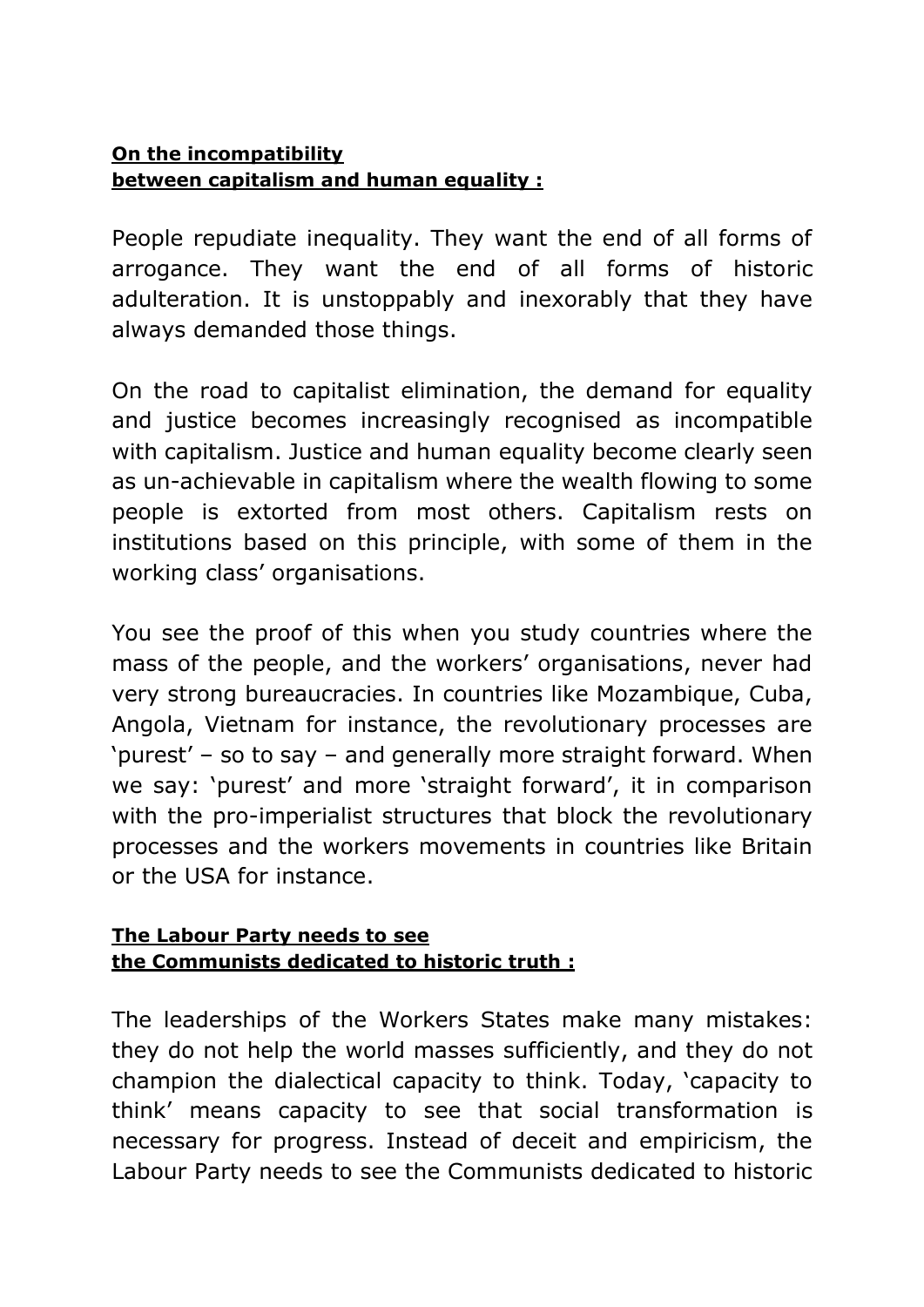**On the incompatibility between capitalism and human equality :**

People repudiate inequality. They want the end of all forms of arrogance. They want the end of all forms of historic adulteration. It is unstoppably and inexorably that they have always demanded those things.

On the road to capitalist elimination, the demand for equality and justice becomes increasingly recognised as incompatible with capitalism. Justice and human equality become clearly seen as un-achievable in capitalism where the wealth flowing to some people is extorted from most others. Capitalism rests on institutions based on this principle, with some of them in the working class' organisations.

You see the proof of this when you study countries where the mass of the people, and the workers' organisations, never had very strong bureaucracies. In countries like Mozambique, Cuba, Angola, Vietnam for instance, the revolutionary processes are 'purest' – so to say – and generally more straight forward. When we say: 'purest' and more 'straight forward', it in comparison with the pro-imperialist structures that block the revolutionary processes and the workers movements in countries like Britain or the USA for instance.

**The Labour Party needs to see the Communists dedicated to historic truth :**

The leaderships of the Workers States make many mistakes: they do not help the world masses sufficiently, and they do not champion the dialectical capacity to think. Today, 'capacity to think' means capacity to see that social transformation is necessary for progress. Instead of deceit and empiricism, the Labour Party needs to see the Communists dedicated to historic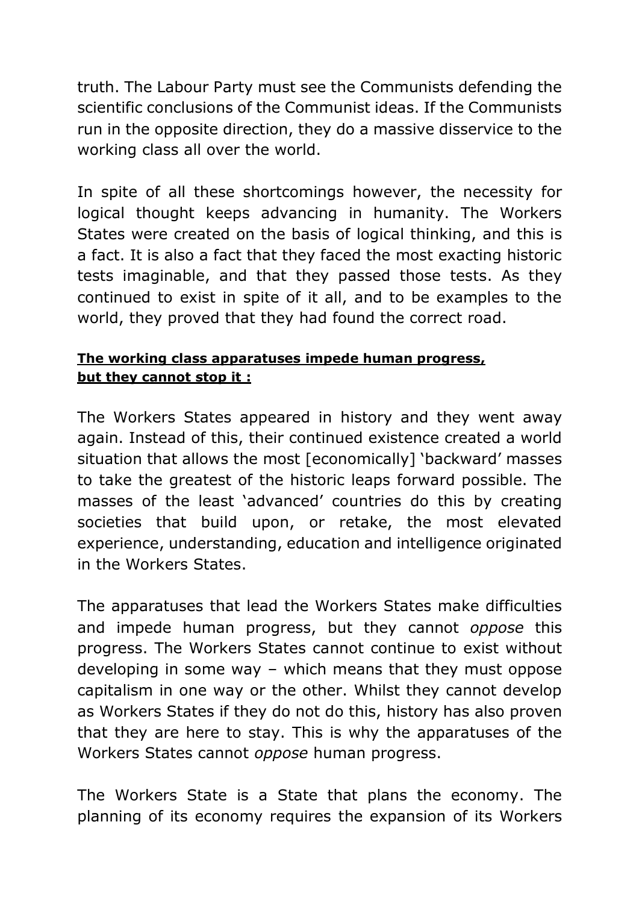truth. The Labour Party must see the Communists defending the scientific conclusions of the Communist ideas. If the Communists run in the opposite direction, they do a massive disservice to the working class all over the world.

In spite of all these shortcomings however, the necessity for logical thought keeps advancing in humanity. The Workers States were created on the basis of logical thinking, and this is a fact. It is also a fact that they faced the most exacting historic tests imaginable, and that they passed those tests. As they continued to exist in spite of it all, and to be examples to the world, they proved that they had found the correct road.

**The working class apparatuses impede human progress, but they cannot stop it :**

The Workers States appeared in history and they went away again. Instead of this, their continued existence created a world situation that allows the most [economically] 'backward' masses to take the greatest of the historic leaps forward possible. The masses of the least 'advanced' countries do this by creating societies that build upon, or retake, the most elevated experience, understanding, education and intelligence originated in the Workers States.

The apparatuses that lead the Workers States make difficulties and impede human progress, but they cannot *oppose* this progress. The Workers States cannot continue to exist without developing in some way – which means that they must oppose capitalism in one way or the other. Whilst they cannot develop as Workers States if they do not do this, history has also proven that they are here to stay. This is why the apparatuses of the Workers States cannot *oppose* human progress.

The Workers State is a State that plans the economy. The planning of its economy requires the expansion of its Workers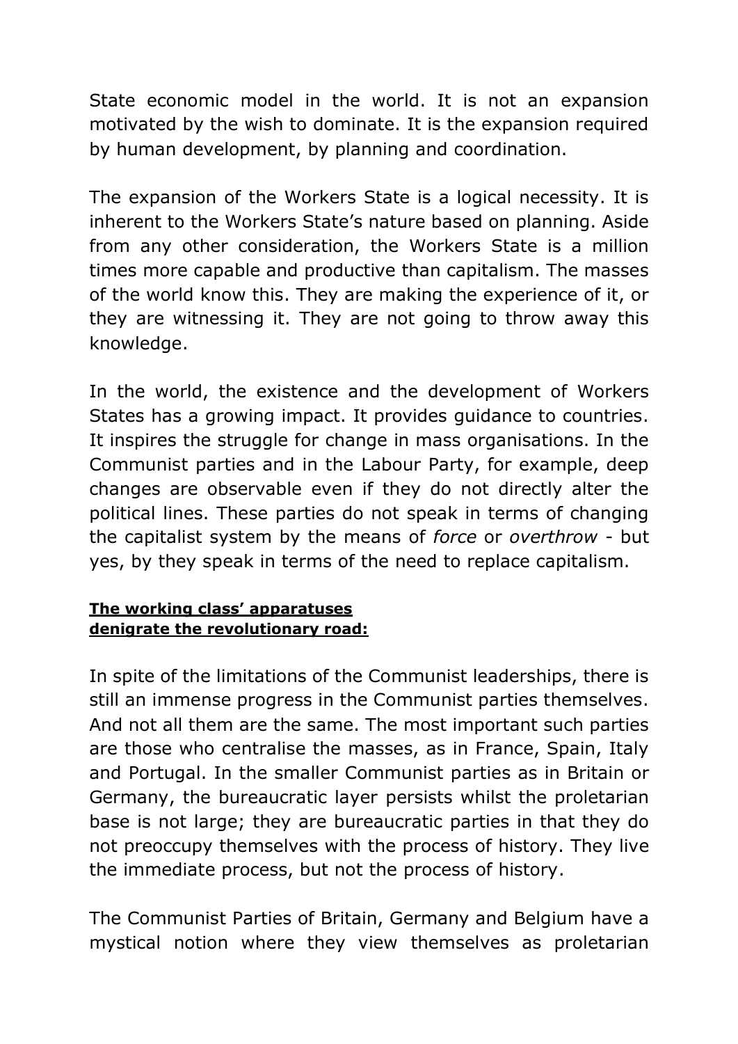State economic model in the world. It is not an expansion motivated by the wish to dominate. It is the expansion required by human development, by planning and coordination.

The expansion of the Workers State is a logical necessity. It is inherent to the Workers State's nature based on planning. Aside from any other consideration, the Workers State is a million times more capable and productive than capitalism. The masses of the world know this. They are making the experience of it, or they are witnessing it. They are not going to throw away this knowledge.

In the world, the existence and the development of Workers States has a growing impact. It provides guidance to countries. It inspires the struggle for change in mass organisations. In the Communist parties and in the Labour Party, for example, deep changes are observable even if they do not directly alter the political lines. These parties do not speak in terms of changing the capitalist system by the means of *force* or *overthrow* - but yes, by they speak in terms of the need to replace capitalism.

**The working class' apparatuses denigrate the revolutionary road:**

In spite of the limitations of the Communist leaderships, there is still an immense progress in the Communist parties themselves. And not all them are the same. The most important such parties are those who centralise the masses, as in France, Spain, Italy and Portugal. In the smaller Communist parties as in Britain or Germany, the bureaucratic layer persists whilst the proletarian base is not large; they are bureaucratic parties in that they do not preoccupy themselves with the process of history. They live the immediate process, but not the process of history.

The Communist Parties of Britain, Germany and Belgium have a mystical notion where they view themselves as proletarian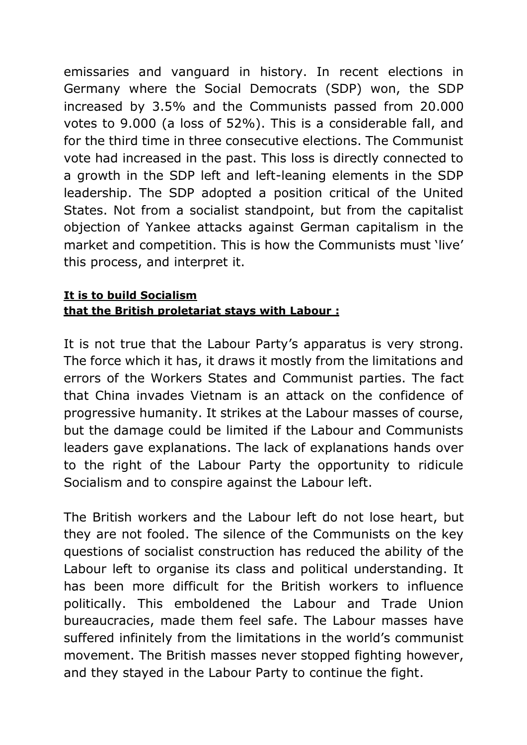emissaries and vanguard in history. In recent elections in Germany where the Social Democrats (SDP) won, the SDP increased by 3.5% and the Communists passed from 20.000 votes to 9.000 (a loss of 52%). This is a considerable fall, and for the third time in three consecutive elections. The Communist vote had increased in the past. This loss is directly connected to a growth in the SDP left and left-leaning elements in the SDP leadership. The SDP adopted a position critical of the United States. Not from a socialist standpoint, but from the capitalist objection of Yankee attacks against German capitalism in the market and competition. This is how the Communists must 'live' this process, and interpret it.

## **It is to build Socialism that the British proletariat stays with Labour :**

It is not true that the Labour Party's apparatus is very strong. The force which it has, it draws it mostly from the limitations and errors of the Workers States and Communist parties. The fact that China invades Vietnam is an attack on the confidence of progressive humanity. It strikes at the Labour masses of course, but the damage could be limited if the Labour and Communists leaders gave explanations. The lack of explanations hands over to the right of the Labour Party the opportunity to ridicule Socialism and to conspire against the Labour left.

The British workers and the Labour left do not lose heart, but they are not fooled. The silence of the Communists on the key questions of socialist construction has reduced the ability of the Labour left to organise its class and political understanding. It has been more difficult for the British workers to influence politically. This emboldened the Labour and Trade Union bureaucracies, made them feel safe. The Labour masses have suffered infinitely from the limitations in the world's communist movement. The British masses never stopped fighting however, and they stayed in the Labour Party to continue the fight.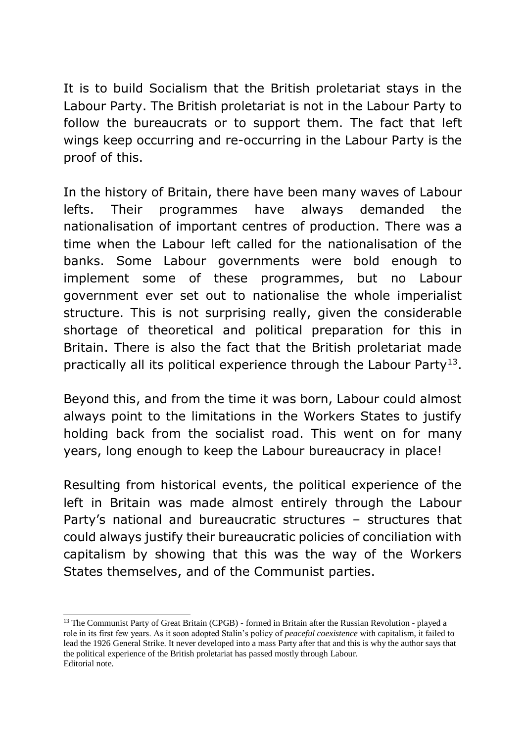It is to build Socialism that the British proletariat stays in the Labour Party. The British proletariat is not in the Labour Party to follow the bureaucrats or to support them. The fact that left wings keep occurring and re-occurring in the Labour Party is the proof of this.

In the history of Britain, there have been many waves of Labour lefts. Their programmes have always demanded the nationalisation of important centres of production. There was a time when the Labour left called for the nationalisation of the banks. Some Labour governments were bold enough to implement some of these programmes, but no Labour government ever set out to nationalise the whole imperialist structure. This is not surprising really, given the considerable shortage of theoretical and political preparation for this in Britain. There is also the fact that the British proletariat made practically all its political experience through the Labour Party[13].

Beyond this, and from the time it was born, Labour could almost always point to the limitations in the Workers States to justify holding back from the socialist road. This went on for many years, long enough to keep the Labour bureaucracy in place!

Resulting from historical events, the political experience of the left in Britain was made almost entirely through the Labour Party's national and bureaucratic structures – structures that could always justify their bureaucratic policies of conciliation with capitalism by showing that this was the way of the Workers States themselves, and of the Communist parties.

---

[13] The Communist Party of Great Britain (CPGB) - formed in Britain after the Russian Revolution - played a role in its first few years. As it soon adopted Stalin's policy of *peaceful coexistence* with capitalism, it failed to lead the 1926 General Strike. It never developed into a mass Party after that and this is why the author says that the political experience of the British proletariat has passed mostly through Labour.
Editorial note.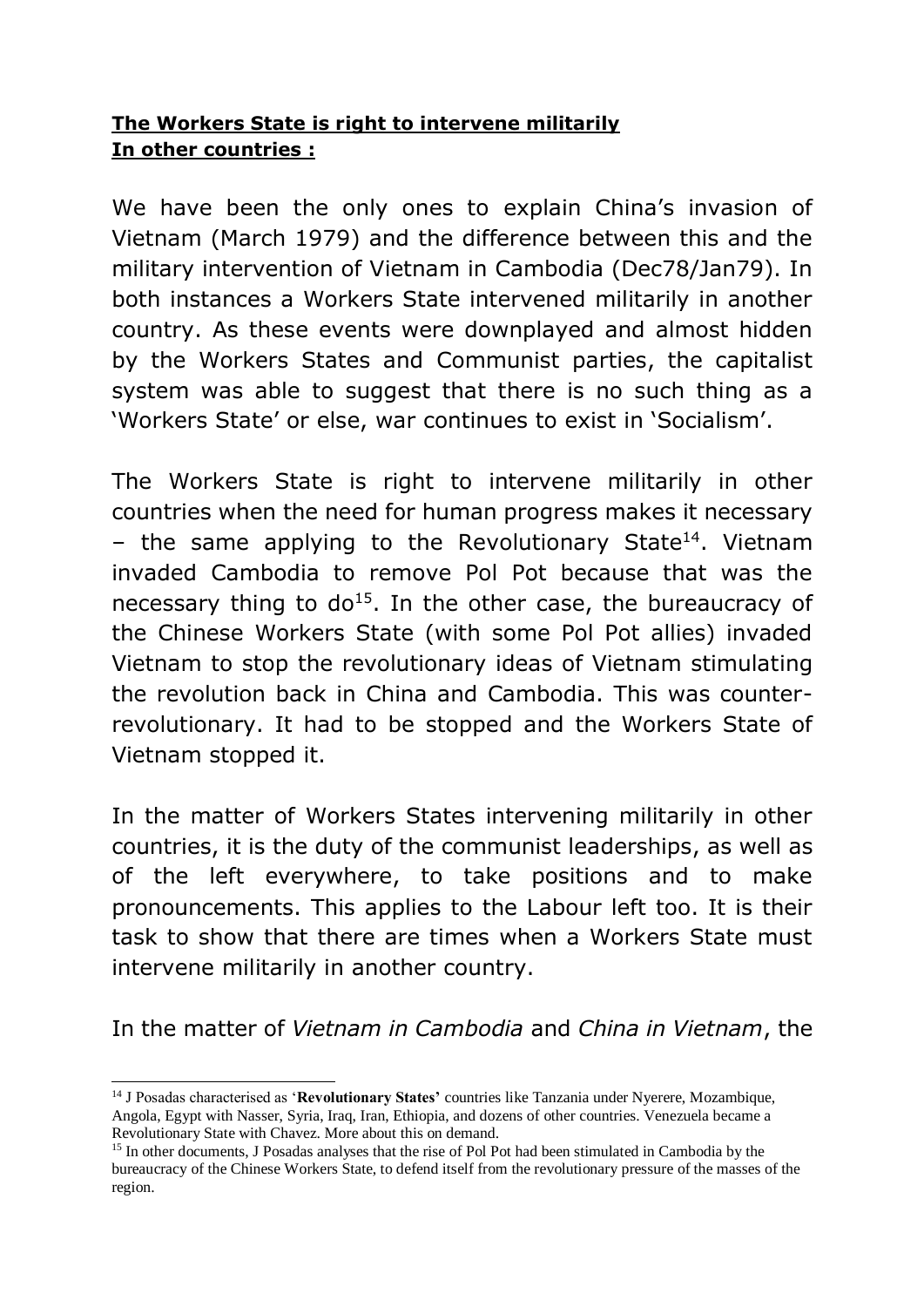**The Workers State is right to intervene militarily**
**In other countries :**

We have been the only ones to explain China's invasion of Vietnam (March 1979) and the difference between this and the military intervention of Vietnam in Cambodia (Dec78/Jan79). In both instances a Workers State intervened militarily in another country. As these events were downplayed and almost hidden by the Workers States and Communist parties, the capitalist system was able to suggest that there is no such thing as a 'Workers State' or else, war continues to exist in 'Socialism'.

The Workers State is right to intervene militarily in other countries when the need for human progress makes it necessary – the same applying to the Revolutionary State[14]. Vietnam invaded Cambodia to remove Pol Pot because that was the necessary thing to do[15]. In the other case, the bureaucracy of the Chinese Workers State (with some Pol Pot allies) invaded Vietnam to stop the revolutionary ideas of Vietnam stimulating the revolution back in China and Cambodia. This was counter-revolutionary. It had to be stopped and the Workers State of Vietnam stopped it.

In the matter of Workers States intervening militarily in other countries, it is the duty of the communist leaderships, as well as of the left everywhere, to take positions and to make pronouncements. This applies to the Labour left too. It is their task to show that there are times when a Workers State must intervene militarily in another country.

In the matter of *Vietnam in Cambodia* and *China in Vietnam*, the

---

[14] J Posadas characterised as '**Revolutionary States**' countries like Tanzania under Nyerere, Mozambique, Angola, Egypt with Nasser, Syria, Iraq, Iran, Ethiopia, and dozens of other countries. Venezuela became a Revolutionary State with Chavez. More about this on demand.

[15] In other documents, J Posadas analyses that the rise of Pol Pot had been stimulated in Cambodia by the bureaucracy of the Chinese Workers State, to defend itself from the revolutionary pressure of the masses of the region.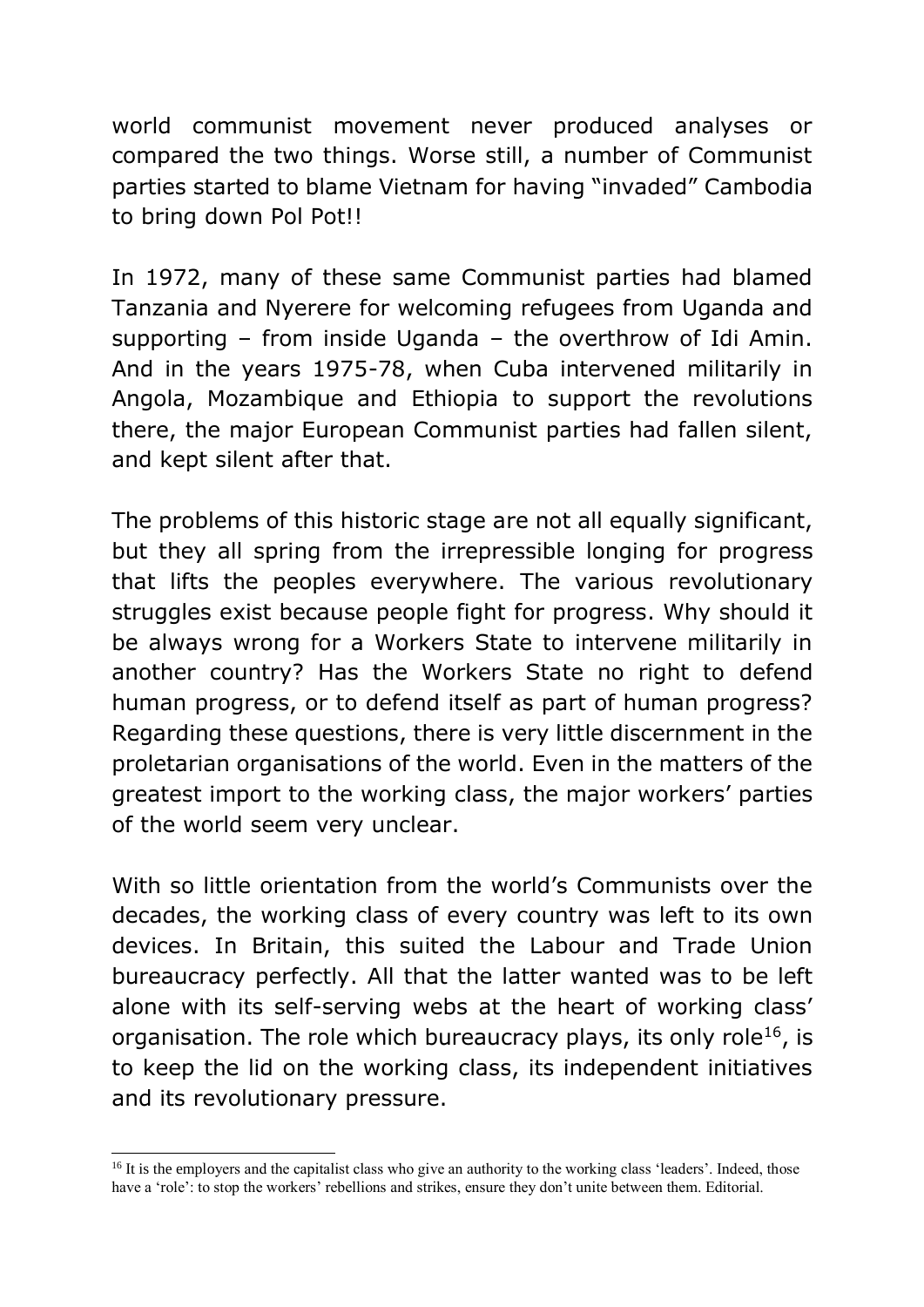world communist movement never produced analyses or compared the two things. Worse still, a number of Communist parties started to blame Vietnam for having "invaded" Cambodia to bring down Pol Pot!!

In 1972, many of these same Communist parties had blamed Tanzania and Nyerere for welcoming refugees from Uganda and supporting – from inside Uganda – the overthrow of Idi Amin. And in the years 1975-78, when Cuba intervened militarily in Angola, Mozambique and Ethiopia to support the revolutions there, the major European Communist parties had fallen silent, and kept silent after that.

The problems of this historic stage are not all equally significant, but they all spring from the irrepressible longing for progress that lifts the peoples everywhere. The various revolutionary struggles exist because people fight for progress. Why should it be always wrong for a Workers State to intervene militarily in another country? Has the Workers State no right to defend human progress, or to defend itself as part of human progress? Regarding these questions, there is very little discernment in the proletarian organisations of the world. Even in the matters of the greatest import to the working class, the major workers' parties of the world seem very unclear.

With so little orientation from the world's Communists over the decades, the working class of every country was left to its own devices. In Britain, this suited the Labour and Trade Union bureaucracy perfectly. All that the latter wanted was to be left alone with its self-serving webs at the heart of working class' organisation. The role which bureaucracy plays, its only role[16], is to keep the lid on the working class, its independent initiatives and its revolutionary pressure.

---

[16] It is the employers and the capitalist class who give an authority to the working class 'leaders'. Indeed, those have a 'role': to stop the workers' rebellions and strikes, ensure they don't unite between them. Editorial.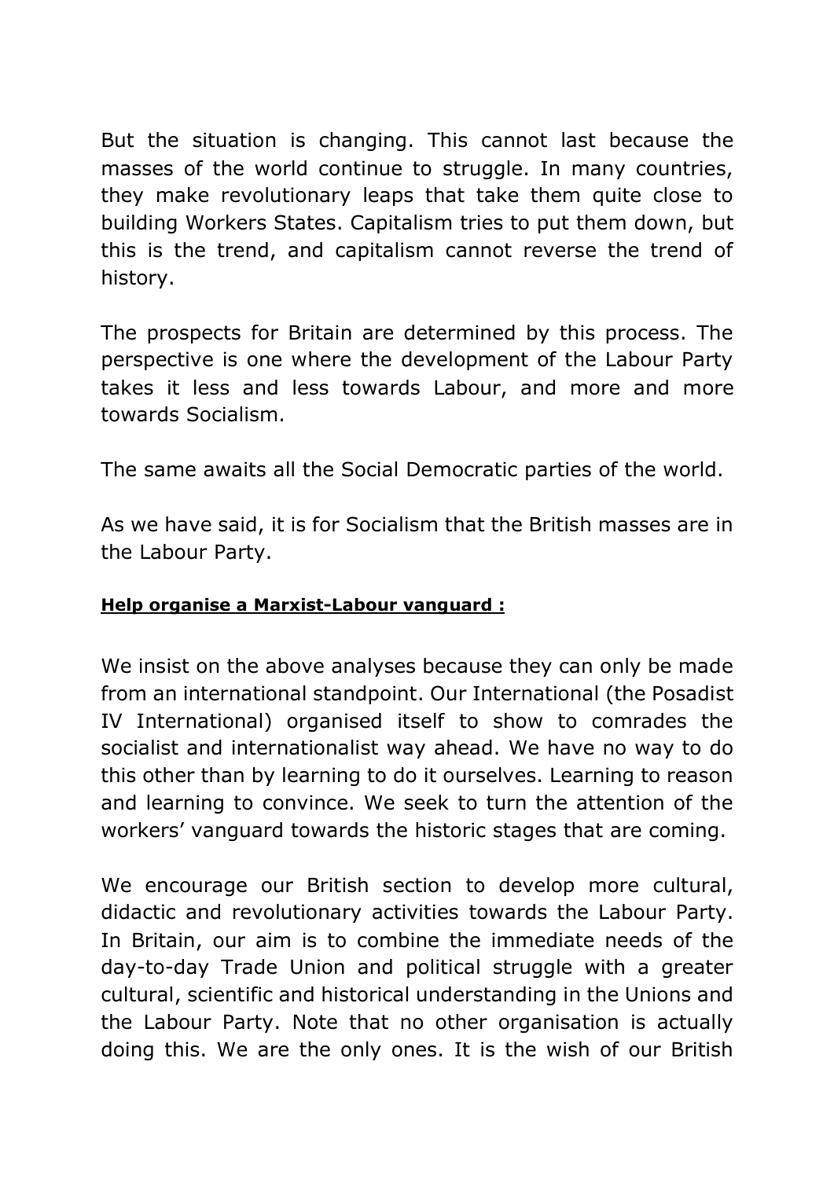But the situation is changing. This cannot last because the masses of the world continue to struggle. In many countries, they make revolutionary leaps that take them quite close to building Workers States. Capitalism tries to put them down, but this is the trend, and capitalism cannot reverse the trend of history.

The prospects for Britain are determined by this process. The perspective is one where the development of the Labour Party takes it less and less towards Labour, and more and more towards Socialism.

The same awaits all the Social Democratic parties of the world.

As we have said, it is for Socialism that the British masses are in the Labour Party.

**Help organise a Marxist-Labour vanguard :**

We insist on the above analyses because they can only be made from an international standpoint. Our International (the Posadist IV International) organised itself to show to comrades the socialist and internationalist way ahead. We have no way to do this other than by learning to do it ourselves. Learning to reason and learning to convince. We seek to turn the attention of the workers' vanguard towards the historic stages that are coming.

We encourage our British section to develop more cultural, didactic and revolutionary activities towards the Labour Party. In Britain, our aim is to combine the immediate needs of the day-to-day Trade Union and political struggle with a greater cultural, scientific and historical understanding in the Unions and the Labour Party. Note that no other organisation is actually doing this. We are the only ones. It is the wish of our British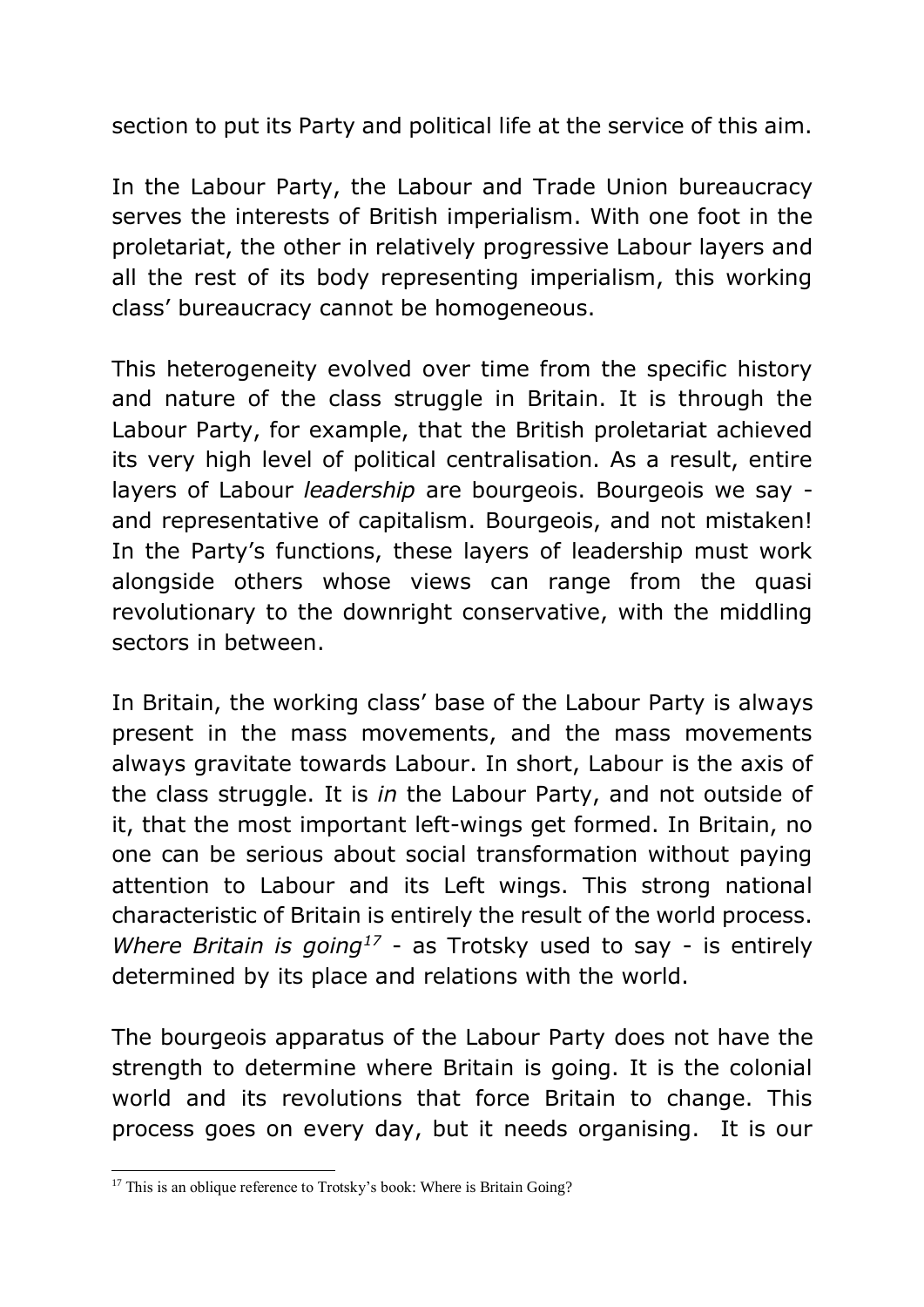section to put its Party and political life at the service of this aim.

In the Labour Party, the Labour and Trade Union bureaucracy serves the interests of British imperialism. With one foot in the proletariat, the other in relatively progressive Labour layers and all the rest of its body representing imperialism, this working class' bureaucracy cannot be homogeneous.

This heterogeneity evolved over time from the specific history and nature of the class struggle in Britain. It is through the Labour Party, for example, that the British proletariat achieved its very high level of political centralisation. As a result, entire layers of Labour *leadership* are bourgeois. Bourgeois we say - and representative of capitalism. Bourgeois, and not mistaken! In the Party's functions, these layers of leadership must work alongside others whose views can range from the quasi revolutionary to the downright conservative, with the middling sectors in between.

In Britain, the working class' base of the Labour Party is always present in the mass movements, and the mass movements always gravitate towards Labour. In short, Labour is the axis of the class struggle. It is *in* the Labour Party, and not outside of it, that the most important left-wings get formed. In Britain, no one can be serious about social transformation without paying attention to Labour and its Left wings. This strong national characteristic of Britain is entirely the result of the world process. *Where Britain is going*[17] - as Trotsky used to say - is entirely determined by its place and relations with the world.

The bourgeois apparatus of the Labour Party does not have the strength to determine where Britain is going. It is the colonial world and its revolutions that force Britain to change. This process goes on every day, but it needs organising. It is our

[17] This is an oblique reference to Trotsky's book: Where is Britain Going?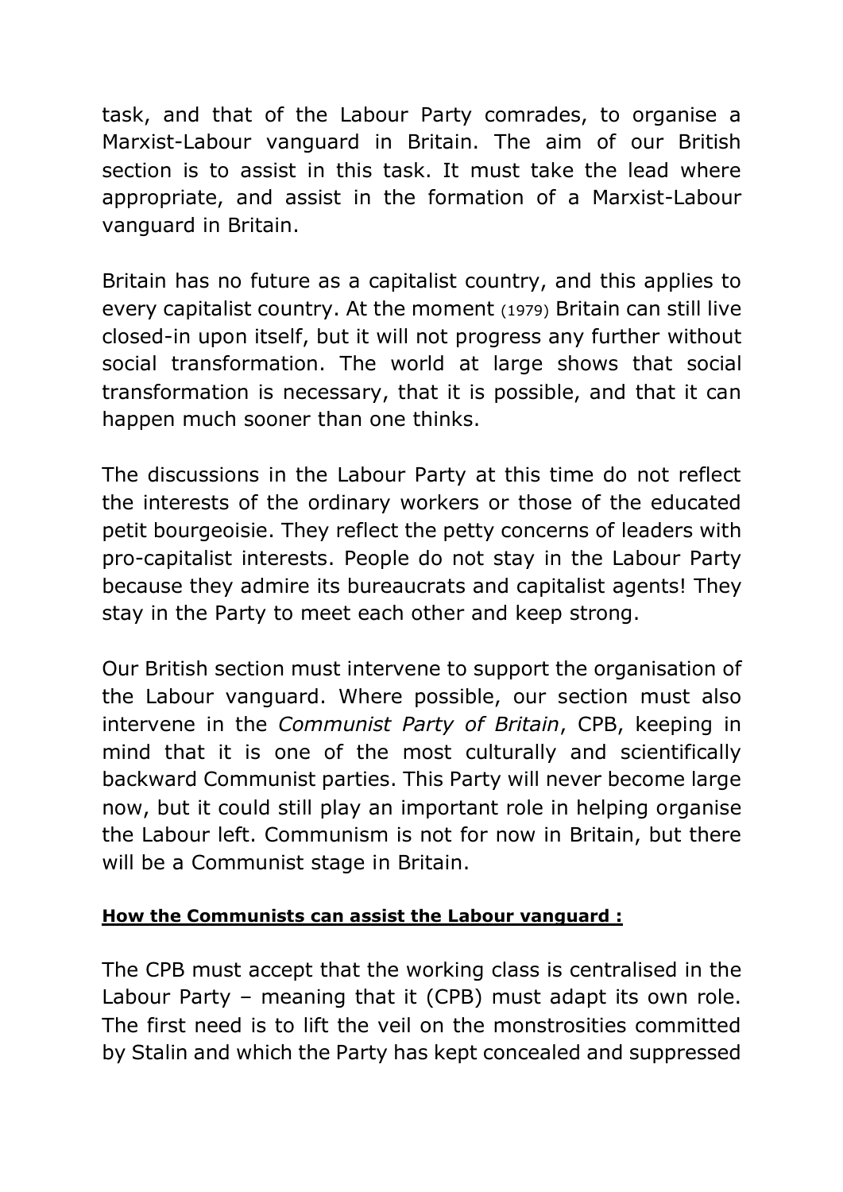task, and that of the Labour Party comrades, to organise a Marxist-Labour vanguard in Britain. The aim of our British section is to assist in this task. It must take the lead where appropriate, and assist in the formation of a Marxist-Labour vanguard in Britain.

Britain has no future as a capitalist country, and this applies to every capitalist country. At the moment (1979) Britain can still live closed-in upon itself, but it will not progress any further without social transformation. The world at large shows that social transformation is necessary, that it is possible, and that it can happen much sooner than one thinks.

The discussions in the Labour Party at this time do not reflect the interests of the ordinary workers or those of the educated petit bourgeoisie. They reflect the petty concerns of leaders with pro-capitalist interests. People do not stay in the Labour Party because they admire its bureaucrats and capitalist agents! They stay in the Party to meet each other and keep strong.

Our British section must intervene to support the organisation of the Labour vanguard. Where possible, our section must also intervene in the *Communist Party of Britain*, CPB, keeping in mind that it is one of the most culturally and scientifically backward Communist parties. This Party will never become large now, but it could still play an important role in helping organise the Labour left. Communism is not for now in Britain, but there will be a Communist stage in Britain.

**How the Communists can assist the Labour vanguard :**

The CPB must accept that the working class is centralised in the Labour Party – meaning that it (CPB) must adapt its own role. The first need is to lift the veil on the monstrosities committed by Stalin and which the Party has kept concealed and suppressed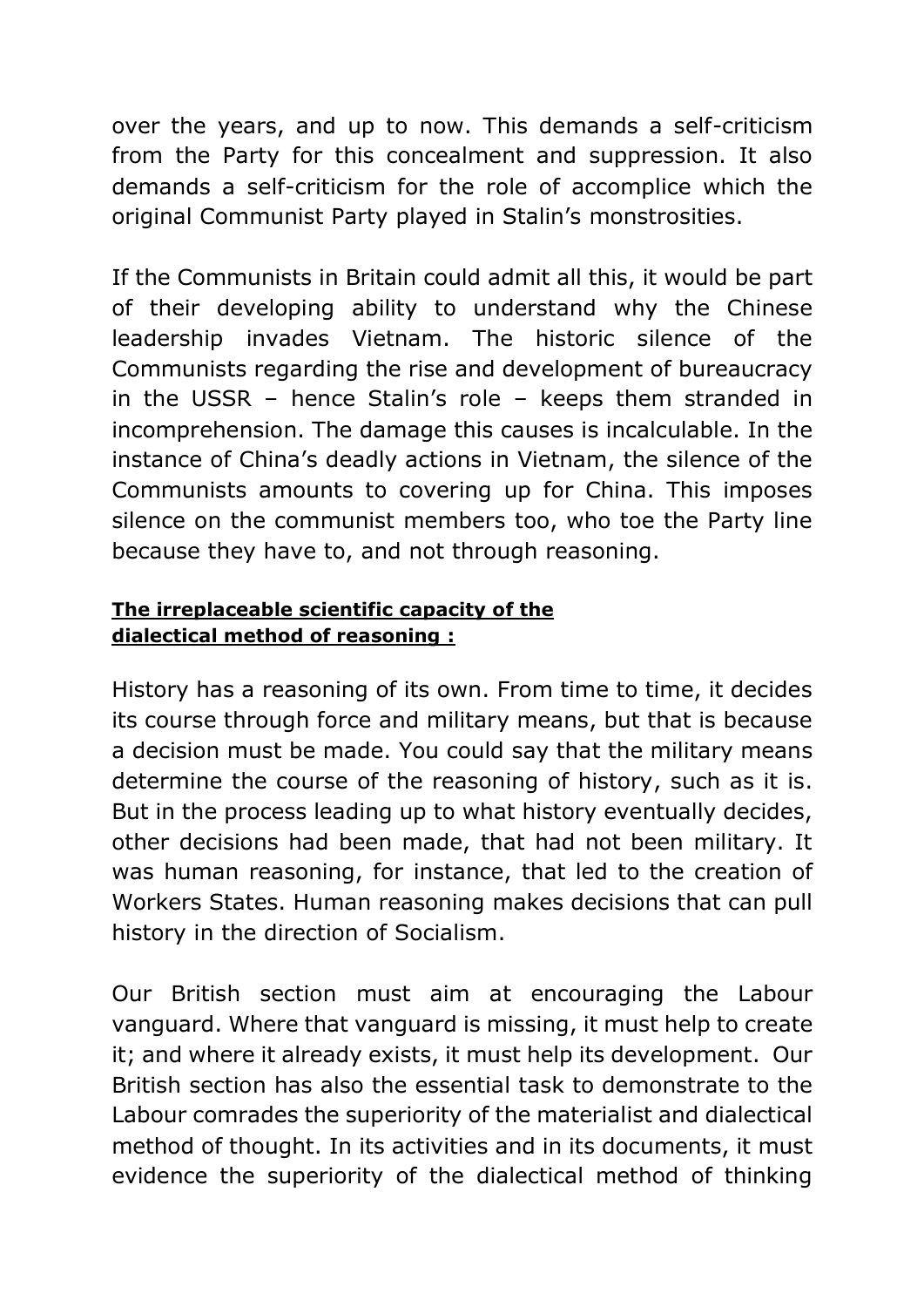over the years, and up to now. This demands a self-criticism from the Party for this concealment and suppression. It also demands a self-criticism for the role of accomplice which the original Communist Party played in Stalin's monstrosities.

If the Communists in Britain could admit all this, it would be part of their developing ability to understand why the Chinese leadership invades Vietnam. The historic silence of the Communists regarding the rise and development of bureaucracy in the USSR – hence Stalin's role – keeps them stranded in incomprehension. The damage this causes is incalculable. In the instance of China's deadly actions in Vietnam, the silence of the Communists amounts to covering up for China. This imposes silence on the communist members too, who toe the Party line because they have to, and not through reasoning.

**The irreplaceable scientific capacity of the dialectical method of reasoning :**

History has a reasoning of its own. From time to time, it decides its course through force and military means, but that is because a decision must be made. You could say that the military means determine the course of the reasoning of history, such as it is. But in the process leading up to what history eventually decides, other decisions had been made, that had not been military. It was human reasoning, for instance, that led to the creation of Workers States. Human reasoning makes decisions that can pull history in the direction of Socialism.

Our British section must aim at encouraging the Labour vanguard. Where that vanguard is missing, it must help to create it; and where it already exists, it must help its development. Our British section has also the essential task to demonstrate to the Labour comrades the superiority of the materialist and dialectical method of thought. In its activities and in its documents, it must evidence the superiority of the dialectical method of thinking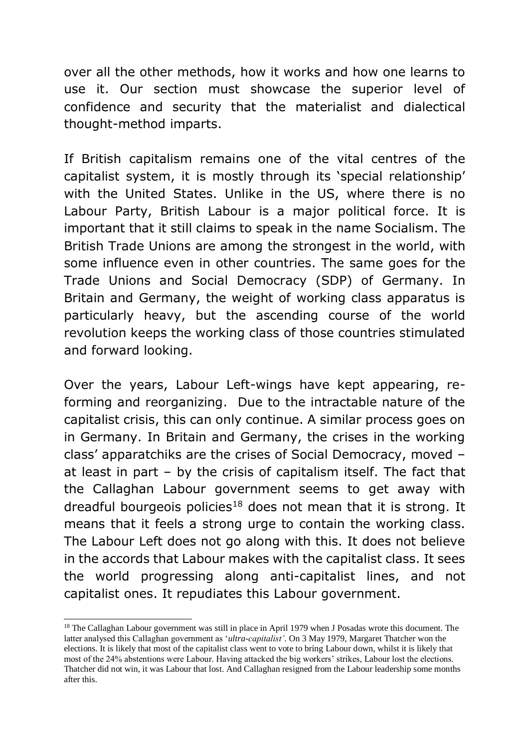over all the other methods, how it works and how one learns to use it. Our section must showcase the superior level of confidence and security that the materialist and dialectical thought-method imparts.

If British capitalism remains one of the vital centres of the capitalist system, it is mostly through its 'special relationship' with the United States. Unlike in the US, where there is no Labour Party, British Labour is a major political force. It is important that it still claims to speak in the name Socialism. The British Trade Unions are among the strongest in the world, with some influence even in other countries. The same goes for the Trade Unions and Social Democracy (SDP) of Germany. In Britain and Germany, the weight of working class apparatus is particularly heavy, but the ascending course of the world revolution keeps the working class of those countries stimulated and forward looking.

Over the years, Labour Left-wings have kept appearing, re-forming and reorganizing. Due to the intractable nature of the capitalist crisis, this can only continue. A similar process goes on in Germany. In Britain and Germany, the crises in the working class' apparatchiks are the crises of Social Democracy, moved – at least in part – by the crisis of capitalism itself. The fact that the Callaghan Labour government seems to get away with dreadful bourgeois policies[18] does not mean that it is strong. It means that it feels a strong urge to contain the working class. The Labour Left does not go along with this. It does not believe in the accords that Labour makes with the capitalist class. It sees the world progressing along anti-capitalist lines, and not capitalist ones. It repudiates this Labour government.

[18] The Callaghan Labour government was still in place in April 1979 when J Posadas wrote this document. The latter analysed this Callaghan government as '*ultra-capitalist'*. On 3 May 1979, Margaret Thatcher won the elections. It is likely that most of the capitalist class went to vote to bring Labour down, whilst it is likely that most of the 24% abstentions were Labour. Having attacked the big workers' strikes, Labour lost the elections. Thatcher did not win, it was Labour that lost. And Callaghan resigned from the Labour leadership some months after this.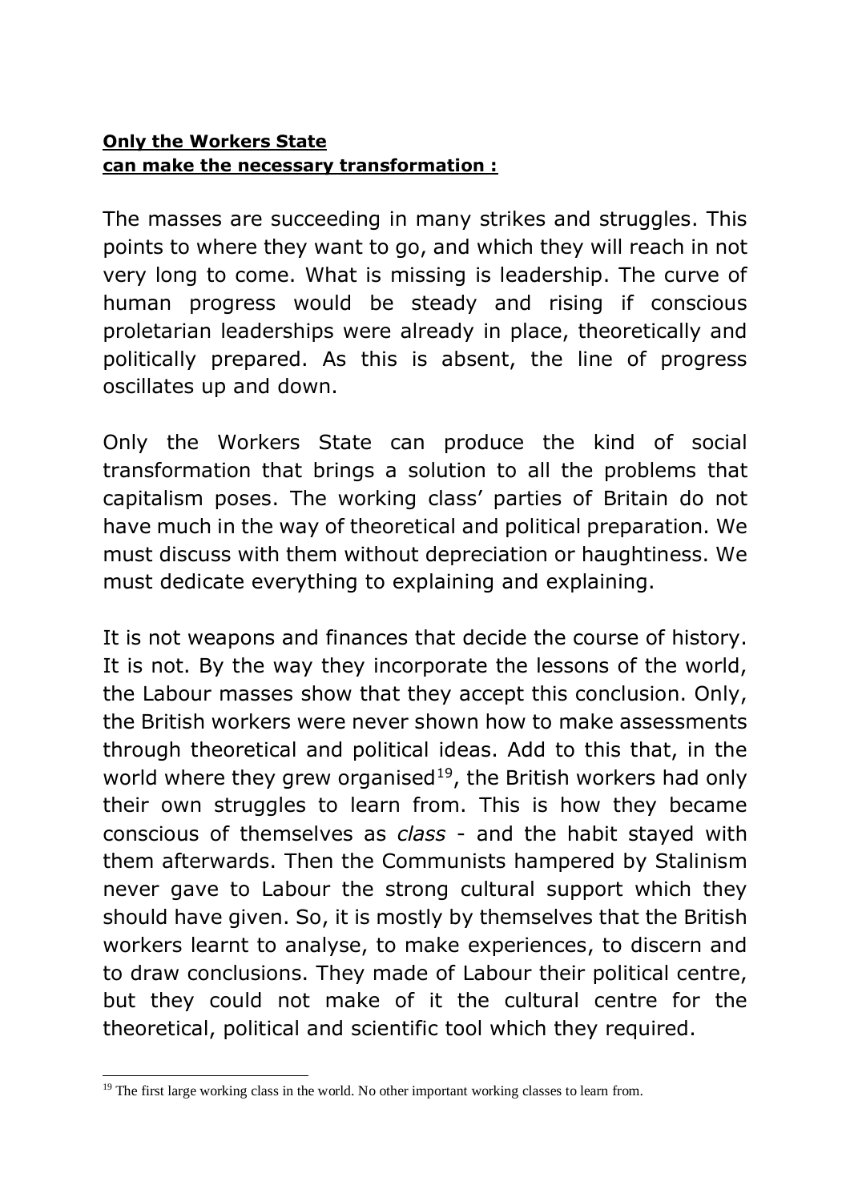**Only the Workers State**
**can make the necessary transformation :**

The masses are succeeding in many strikes and struggles. This points to where they want to go, and which they will reach in not very long to come. What is missing is leadership. The curve of human progress would be steady and rising if conscious proletarian leaderships were already in place, theoretically and politically prepared. As this is absent, the line of progress oscillates up and down.

Only the Workers State can produce the kind of social transformation that brings a solution to all the problems that capitalism poses. The working class' parties of Britain do not have much in the way of theoretical and political preparation. We must discuss with them without depreciation or haughtiness. We must dedicate everything to explaining and explaining.

It is not weapons and finances that decide the course of history. It is not. By the way they incorporate the lessons of the world, the Labour masses show that they accept this conclusion. Only, the British workers were never shown how to make assessments through theoretical and political ideas. Add to this that, in the world where they grew organised[19], the British workers had only their own struggles to learn from. This is how they became conscious of themselves as *class* - and the habit stayed with them afterwards. Then the Communists hampered by Stalinism never gave to Labour the strong cultural support which they should have given. So, it is mostly by themselves that the British workers learnt to analyse, to make experiences, to discern and to draw conclusions. They made of Labour their political centre, but they could not make of it the cultural centre for the theoretical, political and scientific tool which they required.

[19] The first large working class in the world. No other important working classes to learn from.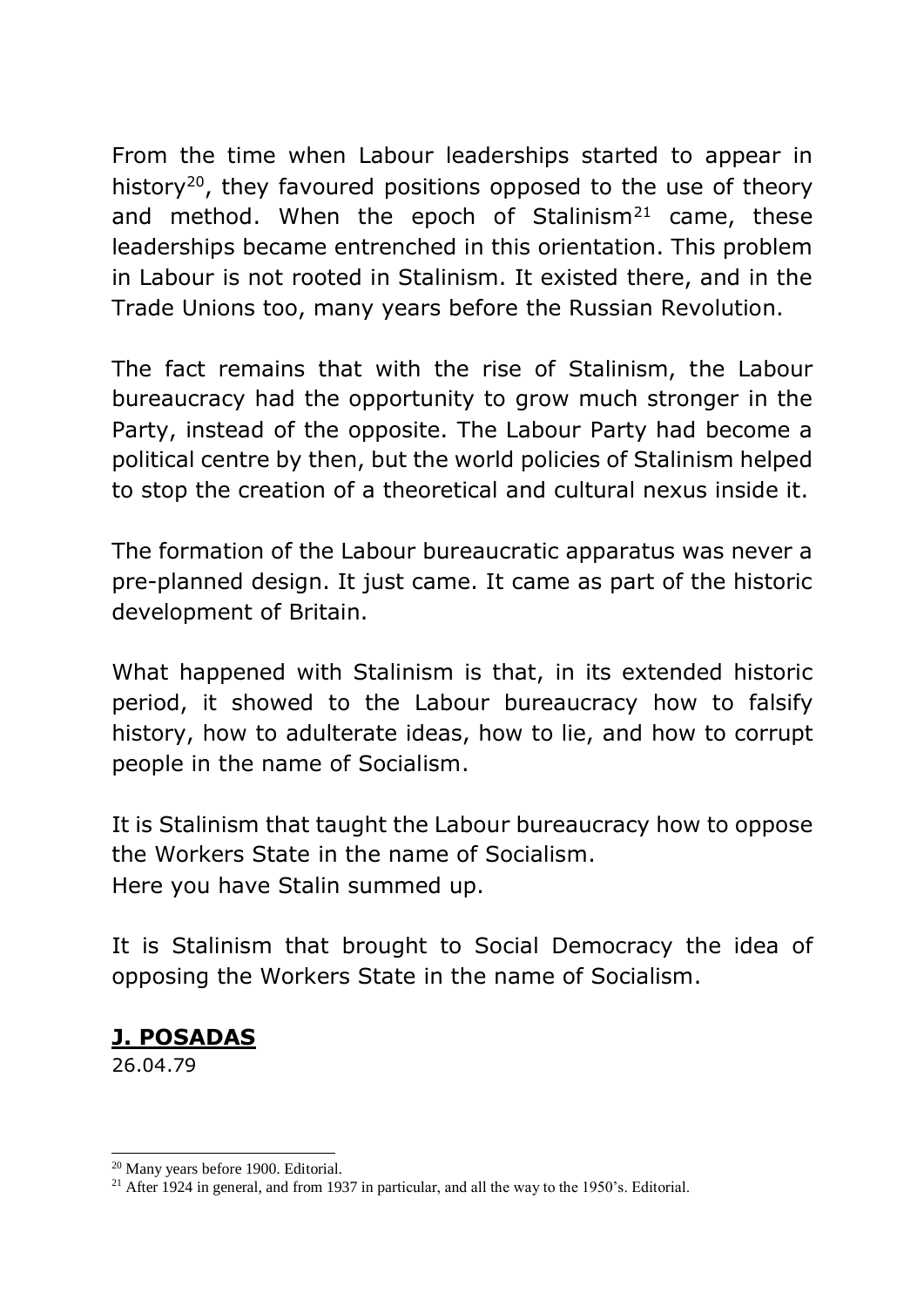From the time when Labour leaderships started to appear in history[20], they favoured positions opposed to the use of theory and method. When the epoch of Stalinism[21] came, these leaderships became entrenched in this orientation. This problem in Labour is not rooted in Stalinism. It existed there, and in the Trade Unions too, many years before the Russian Revolution.

The fact remains that with the rise of Stalinism, the Labour bureaucracy had the opportunity to grow much stronger in the Party, instead of the opposite. The Labour Party had become a political centre by then, but the world policies of Stalinism helped to stop the creation of a theoretical and cultural nexus inside it.

The formation of the Labour bureaucratic apparatus was never a pre-planned design. It just came. It came as part of the historic development of Britain.

What happened with Stalinism is that, in its extended historic period, it showed to the Labour bureaucracy how to falsify history, how to adulterate ideas, how to lie, and how to corrupt people in the name of Socialism.

It is Stalinism that taught the Labour bureaucracy how to oppose the Workers State in the name of Socialism.
Here you have Stalin summed up.

It is Stalinism that brought to Social Democracy the idea of opposing the Workers State in the name of Socialism.

**J. POSADAS**
26.04.79

[20] Many years before 1900. Editorial.

[21] After 1924 in general, and from 1937 in particular, and all the way to the 1950's. Editorial.